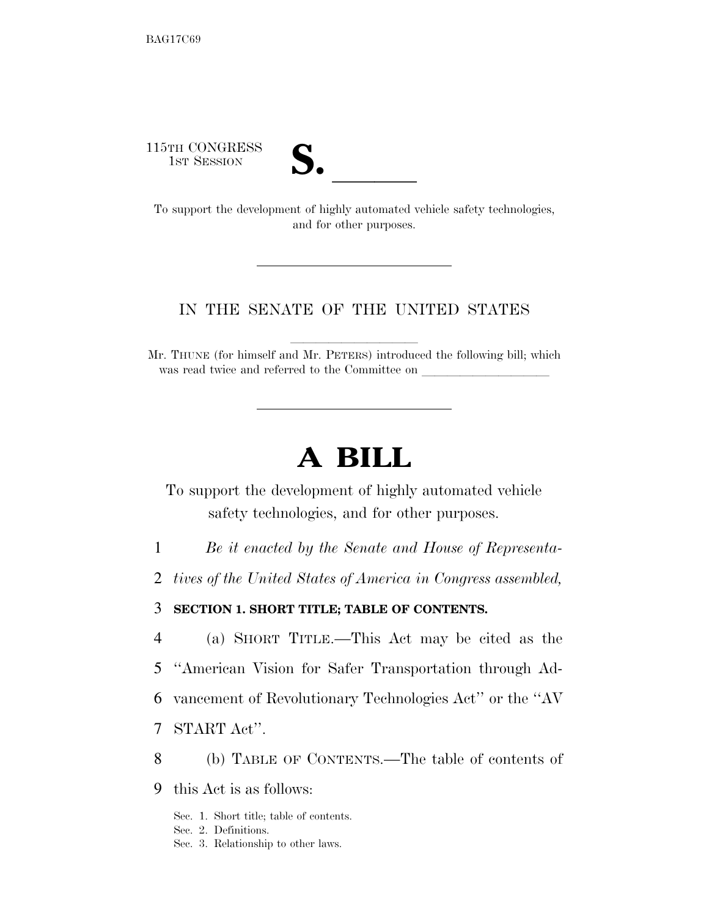BAG17C69

115TH CONGRESS
1ST SESSION

# S. \_\_\_\_\_\_

To support the development of highly automated vehicle safety technologies, and for other purposes.

---

IN THE SENATE OF THE UNITED STATES

Mr. THUNE (for himself and Mr. PETERS) introduced the following bill; which was read twice and referred to the Committee on \_\_\_\_\_\_\_\_\_\_\_\_\_\_\_\_\_\_\_\_

---

# A BILL

To support the development of highly automated vehicle safety technologies, and for other purposes.

1 *Be it enacted by the Senate and House of Representa-*
2 *tives of the United States of America in Congress assembled,*

3 **SECTION 1. SHORT TITLE; TABLE OF CONTENTS.**

4 (a) SHORT TITLE.—This Act may be cited as the
5 ''American Vision for Safer Transportation through Ad-
6 vancement of Revolutionary Technologies Act'' or the ''AV
7 START Act''.

8 (b) TABLE OF CONTENTS.—The table of contents of
9 this Act is as follows:

Sec. 1. Short title; table of contents.
Sec. 2. Definitions.
Sec. 3. Relationship to other laws.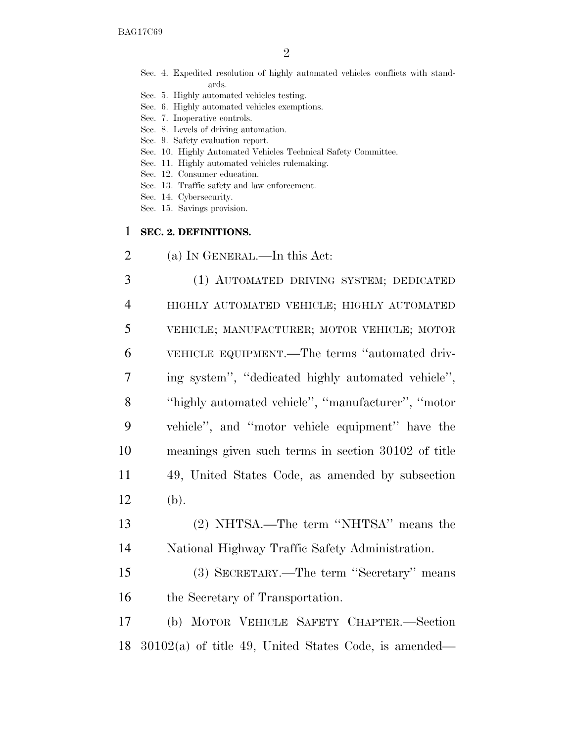Sec. 4. Expedited resolution of highly automated vehicles conflicts with standards.
Sec. 5. Highly automated vehicles testing.
Sec. 6. Highly automated vehicles exemptions.
Sec. 7. Inoperative controls.
Sec. 8. Levels of driving automation.
Sec. 9. Safety evaluation report.
Sec. 10. Highly Automated Vehicles Technical Safety Committee.
Sec. 11. Highly automated vehicles rulemaking.
Sec. 12. Consumer education.
Sec. 13. Traffic safety and law enforcement.
Sec. 14. Cybersecurity.
Sec. 15. Savings provision.

**SEC. 2. DEFINITIONS.**

(a) IN GENERAL.—In this Act:

(1) AUTOMATED DRIVING SYSTEM; DEDICATED HIGHLY AUTOMATED VEHICLE; HIGHLY AUTOMATED VEHICLE; MANUFACTURER; MOTOR VEHICLE; MOTOR VEHICLE EQUIPMENT.—The terms ''automated driving system'', ''dedicated highly automated vehicle'', ''highly automated vehicle'', ''manufacturer'', ''motor vehicle'', and ''motor vehicle equipment'' have the meanings given such terms in section 30102 of title 49, United States Code, as amended by subsection (b).

(2) NHTSA.—The term ''NHTSA'' means the National Highway Traffic Safety Administration.

(3) SECRETARY.—The term ''Secretary'' means the Secretary of Transportation.

(b) MOTOR VEHICLE SAFETY CHAPTER.—Section 30102(a) of title 49, United States Code, is amended—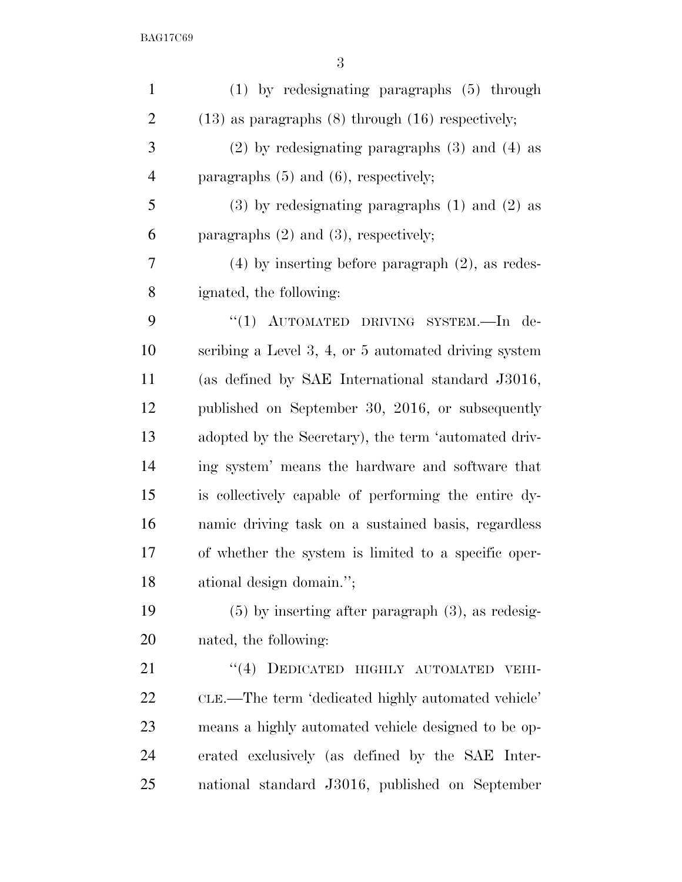(1) by redesignating paragraphs (5) through (13) as paragraphs (8) through (16) respectively;

(2) by redesignating paragraphs (3) and (4) as paragraphs (5) and (6), respectively;

(3) by redesignating paragraphs (1) and (2) as paragraphs (2) and (3), respectively;

(4) by inserting before paragraph (2), as redesignated, the following:

"(1) AUTOMATED DRIVING SYSTEM.—In describing a Level 3, 4, or 5 automated driving system (as defined by SAE International standard J3016, published on September 30, 2016, or subsequently adopted by the Secretary), the term 'automated driving system' means the hardware and software that is collectively capable of performing the entire dynamic driving task on a sustained basis, regardless of whether the system is limited to a specific operational design domain.";

(5) by inserting after paragraph (3), as redesignated, the following:

"(4) DEDICATED HIGHLY AUTOMATED VEHICLE.—The term 'dedicated highly automated vehicle' means a highly automated vehicle designed to be operated exclusively (as defined by the SAE International standard J3016, published on September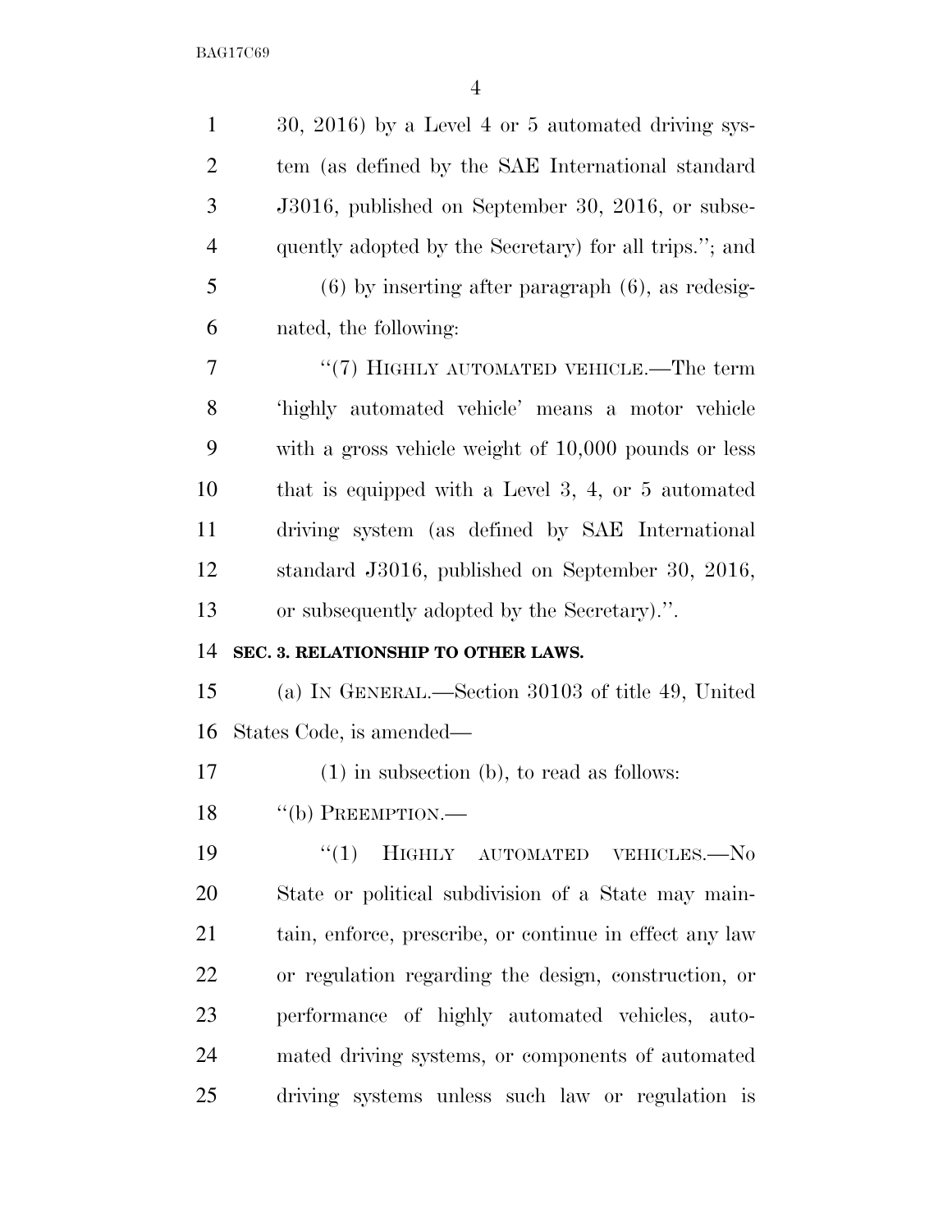30, 2016) by a Level 4 or 5 automated driving system (as defined by the SAE International standard J3016, published on September 30, 2016, or subsequently adopted by the Secretary) for all trips.''; and

(6) by inserting after paragraph (6), as redesignated, the following:

''(7) HIGHLY AUTOMATED VEHICLE.—The term 'highly automated vehicle' means a motor vehicle with a gross vehicle weight of 10,000 pounds or less that is equipped with a Level 3, 4, or 5 automated driving system (as defined by SAE International standard J3016, published on September 30, 2016, or subsequently adopted by the Secretary).''.

**SEC. 3. RELATIONSHIP TO OTHER LAWS.**

(a) IN GENERAL.—Section 30103 of title 49, United States Code, is amended—

(1) in subsection (b), to read as follows:

''(b) PREEMPTION.—

''(1) HIGHLY AUTOMATED VEHICLES.—No State or political subdivision of a State may maintain, enforce, prescribe, or continue in effect any law or regulation regarding the design, construction, or performance of highly automated vehicles, automated driving systems, or components of automated driving systems unless such law or regulation is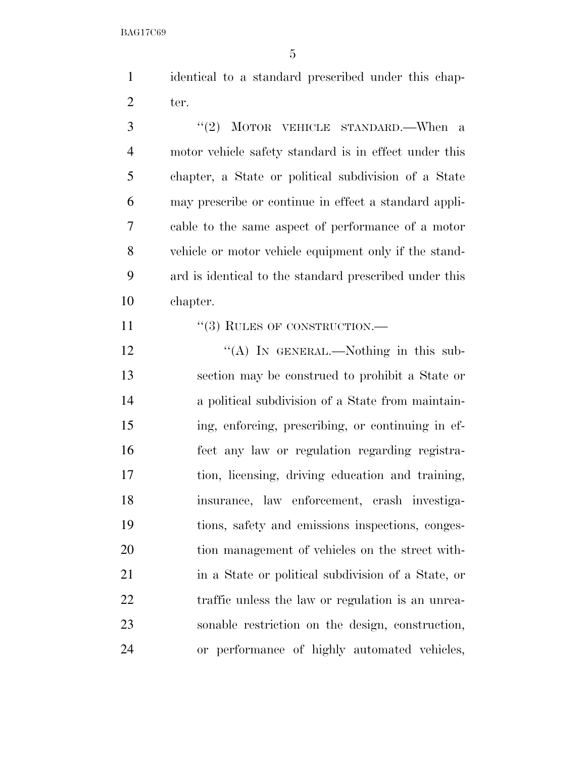identical to a standard prescribed under this chapter.

''(2) MOTOR VEHICLE STANDARD.—When a motor vehicle safety standard is in effect under this chapter, a State or political subdivision of a State may prescribe or continue in effect a standard applicable to the same aspect of performance of a motor vehicle or motor vehicle equipment only if the standard is identical to the standard prescribed under this chapter.

''(3) RULES OF CONSTRUCTION.—

''(A) IN GENERAL.—Nothing in this subsection may be construed to prohibit a State or a political subdivision of a State from maintaining, enforcing, prescribing, or continuing in effect any law or regulation regarding registration, licensing, driving education and training, insurance, law enforcement, crash investigations, safety and emissions inspections, congestion management of vehicles on the street within a State or political subdivision of a State, or traffic unless the law or regulation is an unreasonable restriction on the design, construction, or performance of highly automated vehicles,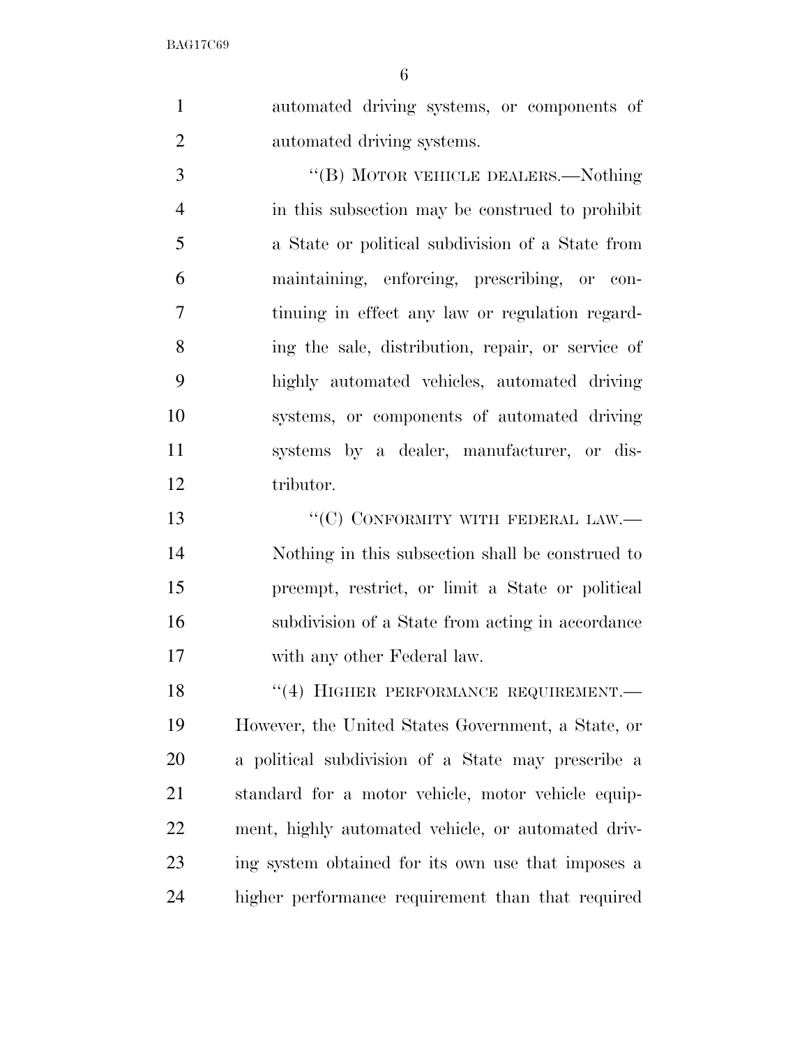automated driving systems, or components of automated driving systems.

"(B) MOTOR VEHICLE DEALERS.—Nothing in this subsection may be construed to prohibit a State or political subdivision of a State from maintaining, enforcing, prescribing, or continuing in effect any law or regulation regarding the sale, distribution, repair, or service of highly automated vehicles, automated driving systems, or components of automated driving systems by a dealer, manufacturer, or distributor.

"(C) CONFORMITY WITH FEDERAL LAW.—Nothing in this subsection shall be construed to preempt, restrict, or limit a State or political subdivision of a State from acting in accordance with any other Federal law.

"(4) HIGHER PERFORMANCE REQUIREMENT.—However, the United States Government, a State, or a political subdivision of a State may prescribe a standard for a motor vehicle, motor vehicle equipment, highly automated vehicle, or automated driving system obtained for its own use that imposes a higher performance requirement than that required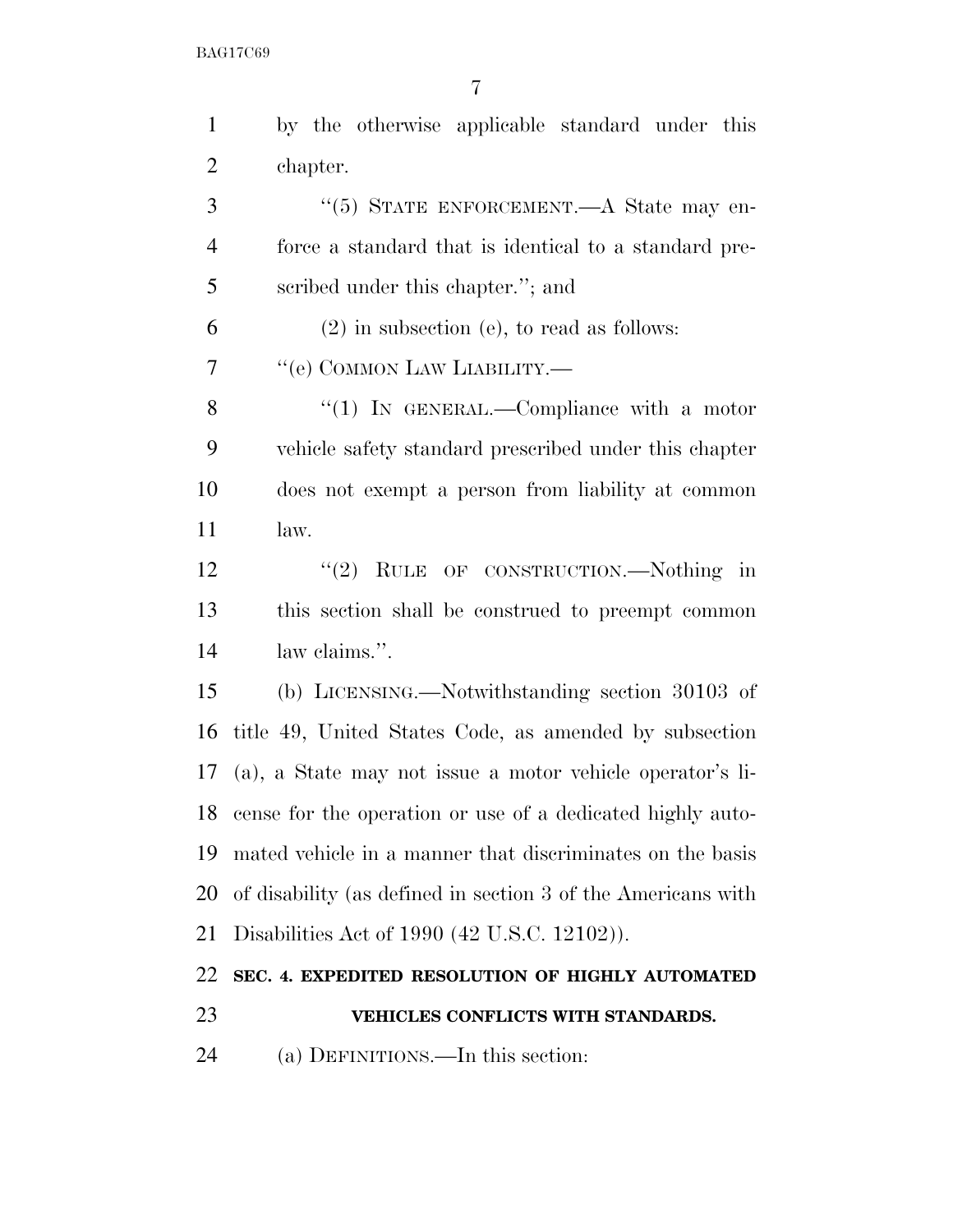by the otherwise applicable standard under this chapter.

''(5) STATE ENFORCEMENT.—A State may enforce a standard that is identical to a standard prescribed under this chapter.''; and

(2) in subsection (e), to read as follows:

''(e) COMMON LAW LIABILITY.—

''(1) IN GENERAL.—Compliance with a motor vehicle safety standard prescribed under this chapter does not exempt a person from liability at common law.

''(2) RULE OF CONSTRUCTION.—Nothing in this section shall be construed to preempt common law claims.''.

(b) LICENSING.—Notwithstanding section 30103 of title 49, United States Code, as amended by subsection (a), a State may not issue a motor vehicle operator's license for the operation or use of a dedicated highly automated vehicle in a manner that discriminates on the basis of disability (as defined in section 3 of the Americans with Disabilities Act of 1990 (42 U.S.C. 12102)).

**SEC. 4. EXPEDITED RESOLUTION OF HIGHLY AUTOMATED VEHICLES CONFLICTS WITH STANDARDS.**

(a) DEFINITIONS.—In this section: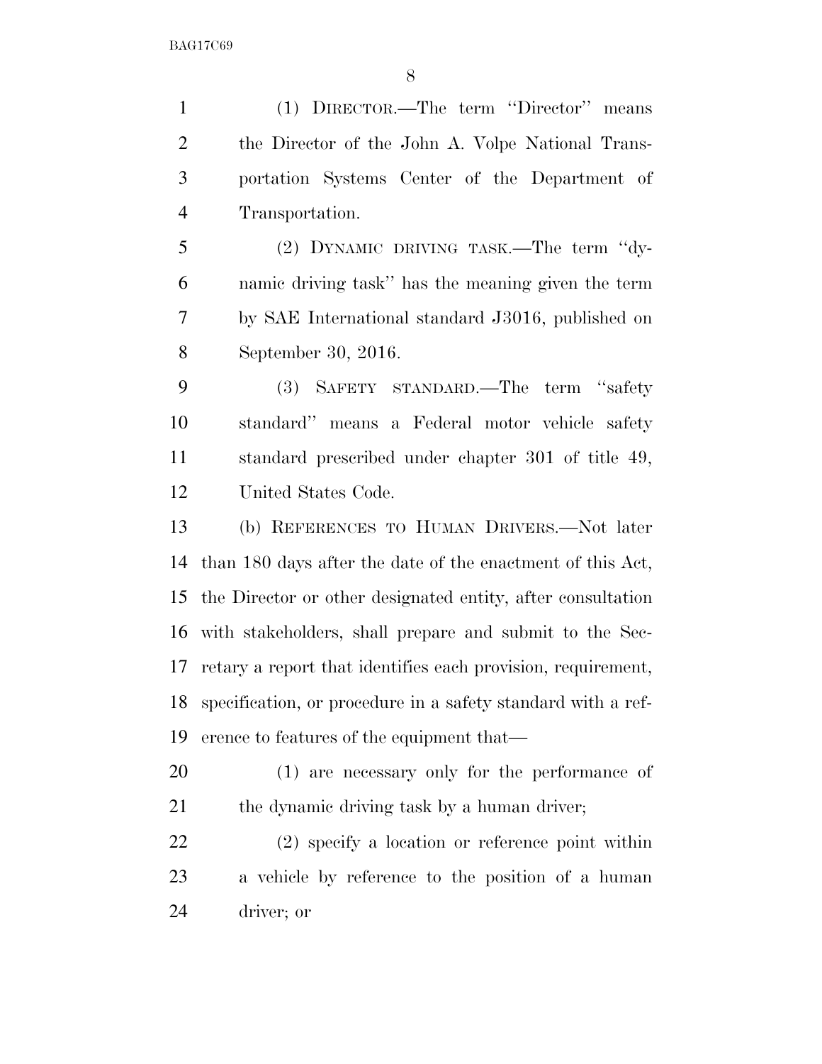(1) DIRECTOR.—The term ''Director'' means the Director of the John A. Volpe National Transportation Systems Center of the Department of Transportation.

(2) DYNAMIC DRIVING TASK.—The term ''dynamic driving task'' has the meaning given the term by SAE International standard J3016, published on September 30, 2016.

(3) SAFETY STANDARD.—The term ''safety standard'' means a Federal motor vehicle safety standard prescribed under chapter 301 of title 49, United States Code.

(b) REFERENCES TO HUMAN DRIVERS.—Not later than 180 days after the date of the enactment of this Act, the Director or other designated entity, after consultation with stakeholders, shall prepare and submit to the Secretary a report that identifies each provision, requirement, specification, or procedure in a safety standard with a reference to features of the equipment that—

(1) are necessary only for the performance of the dynamic driving task by a human driver;

(2) specify a location or reference point within a vehicle by reference to the position of a human driver; or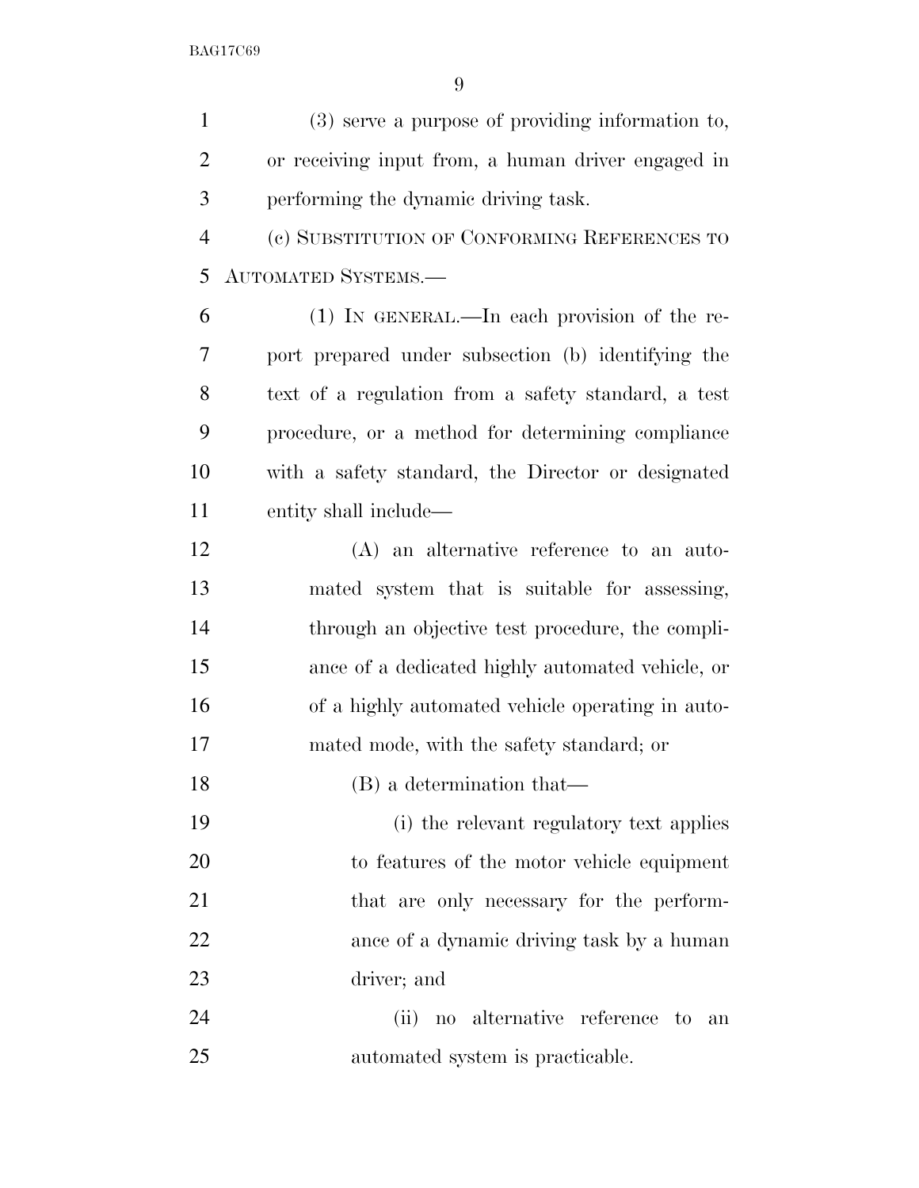(3) serve a purpose of providing information to, or receiving input from, a human driver engaged in performing the dynamic driving task.

(c) SUBSTITUTION OF CONFORMING REFERENCES TO AUTOMATED SYSTEMS.—

(1) IN GENERAL.—In each provision of the report prepared under subsection (b) identifying the text of a regulation from a safety standard, a test procedure, or a method for determining compliance with a safety standard, the Director or designated entity shall include—

(A) an alternative reference to an automated system that is suitable for assessing, through an objective test procedure, the compliance of a dedicated highly automated vehicle, or of a highly automated vehicle operating in automated mode, with the safety standard; or

(B) a determination that—

(i) the relevant regulatory text applies to features of the motor vehicle equipment that are only necessary for the performance of a dynamic driving task by a human driver; and

(ii) no alternative reference to an automated system is practicable.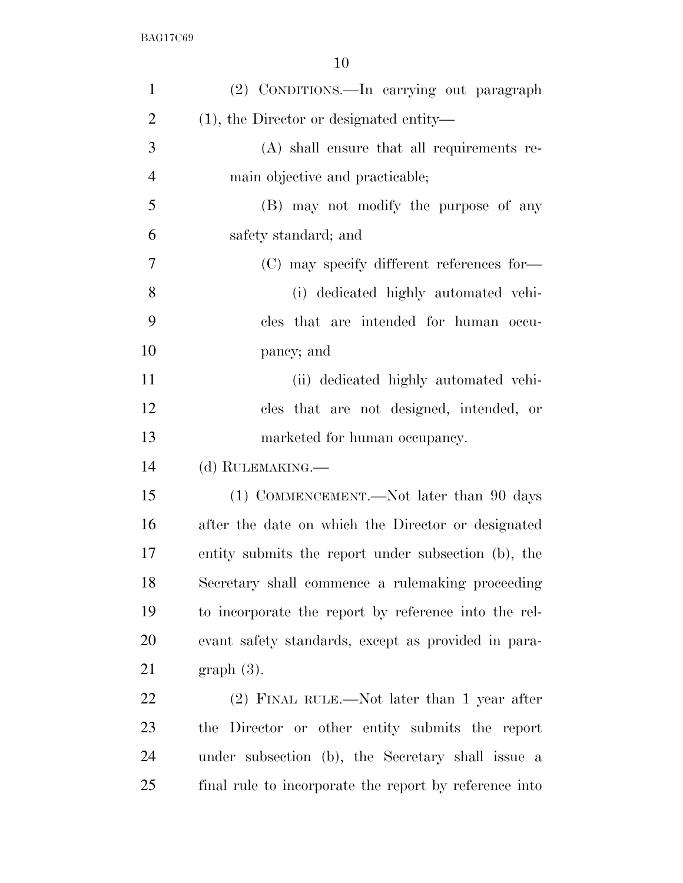(2) CONDITIONS.—In carrying out paragraph (1), the Director or designated entity—

(A) shall ensure that all requirements remain objective and practicable;

(B) may not modify the purpose of any safety standard; and

(C) may specify different references for—

(i) dedicated highly automated vehicles that are intended for human occupancy; and

(ii) dedicated highly automated vehicles that are not designed, intended, or marketed for human occupancy.

(d) RULEMAKING.—

(1) COMMENCEMENT.—Not later than 90 days after the date on which the Director or designated entity submits the report under subsection (b), the Secretary shall commence a rulemaking proceeding to incorporate the report by reference into the relevant safety standards, except as provided in paragraph (3).

(2) FINAL RULE.—Not later than 1 year after the Director or other entity submits the report under subsection (b), the Secretary shall issue a final rule to incorporate the report by reference into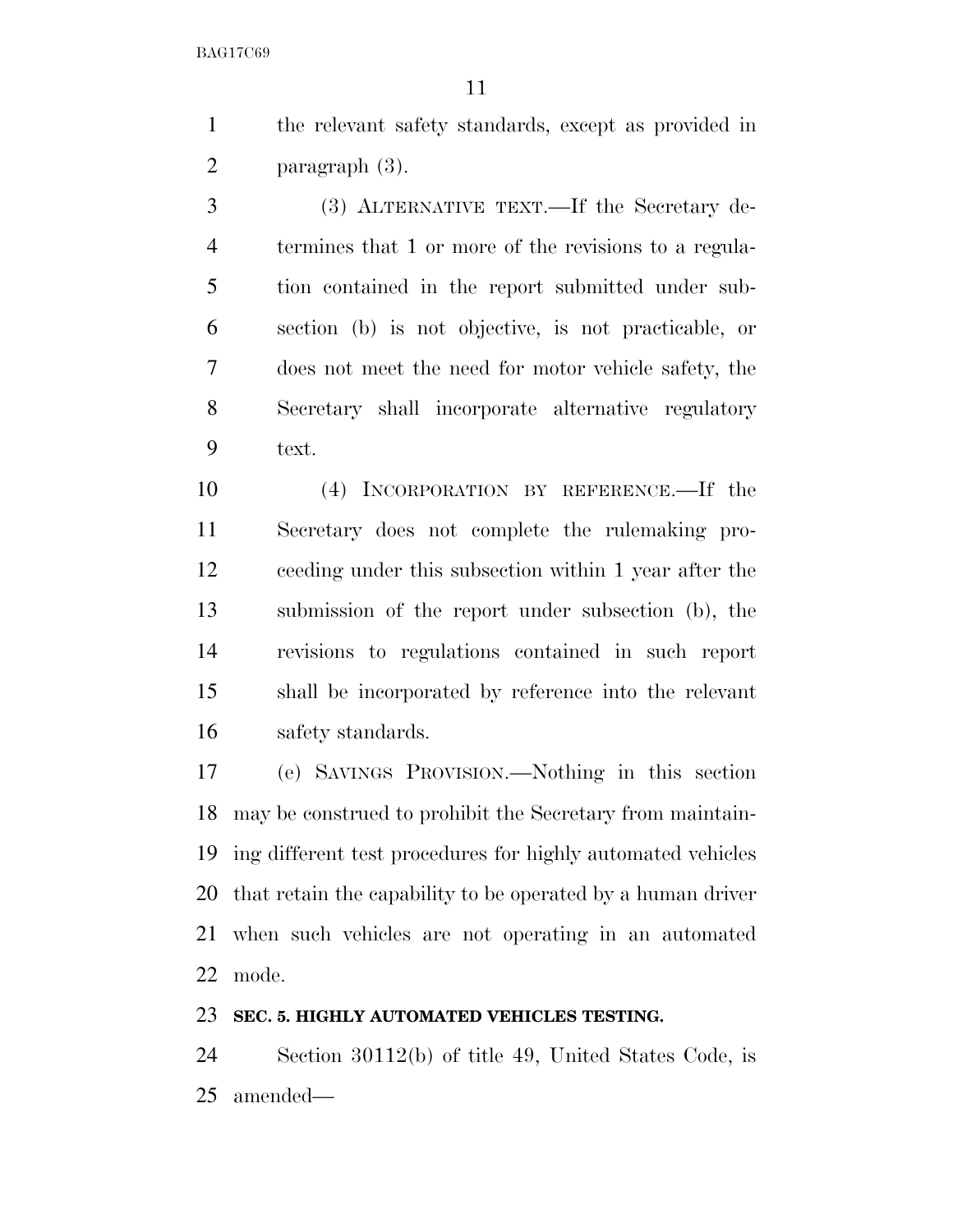the relevant safety standards, except as provided in paragraph (3).

(3) ALTERNATIVE TEXT.—If the Secretary determines that 1 or more of the revisions to a regulation contained in the report submitted under subsection (b) is not objective, is not practicable, or does not meet the need for motor vehicle safety, the Secretary shall incorporate alternative regulatory text.

(4) INCORPORATION BY REFERENCE.—If the Secretary does not complete the rulemaking proceeding under this subsection within 1 year after the submission of the report under subsection (b), the revisions to regulations contained in such report shall be incorporated by reference into the relevant safety standards.

(e) SAVINGS PROVISION.—Nothing in this section may be construed to prohibit the Secretary from maintaining different test procedures for highly automated vehicles that retain the capability to be operated by a human driver when such vehicles are not operating in an automated mode.

**SEC. 5. HIGHLY AUTOMATED VEHICLES TESTING.**

Section 30112(b) of title 49, United States Code, is amended—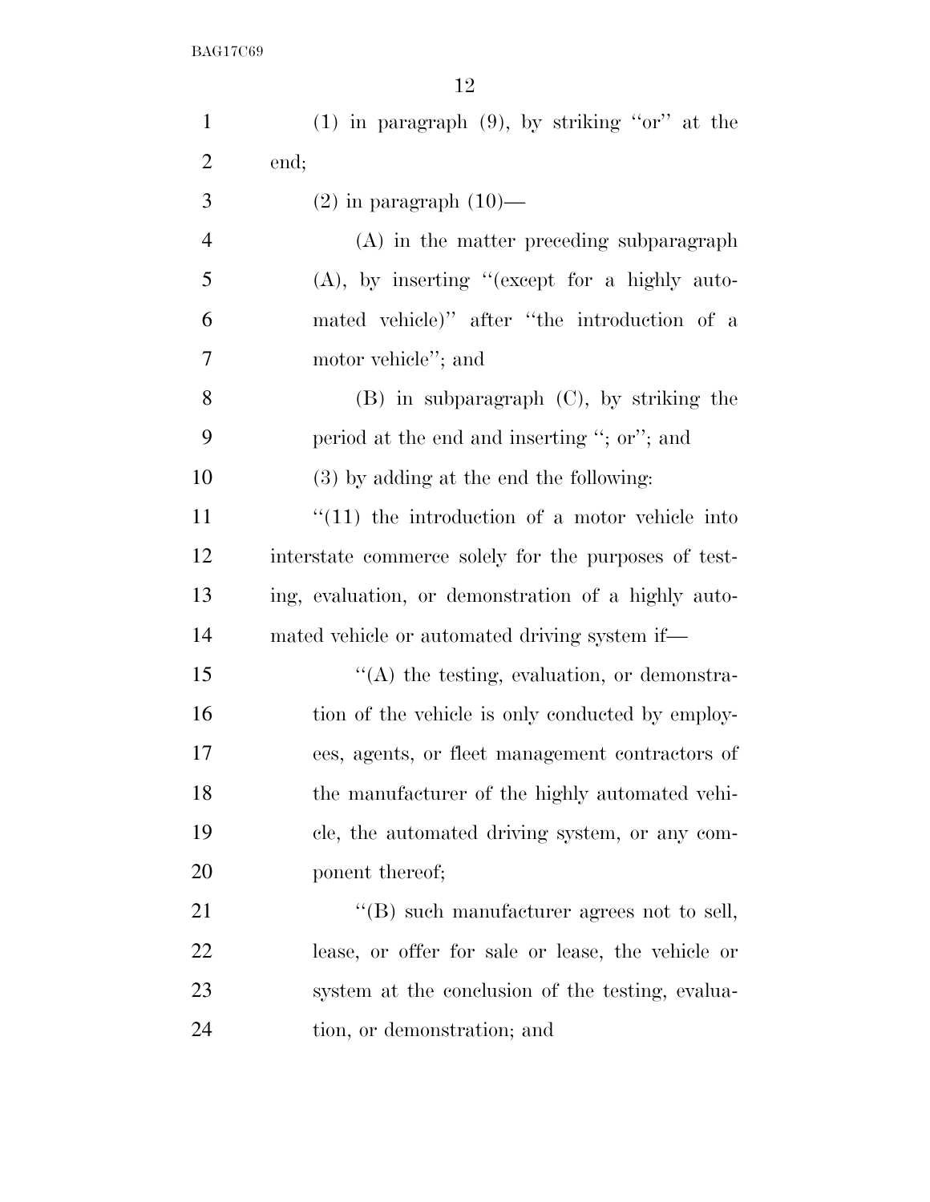(1) in paragraph (9), by striking ''or'' at the end;

(2) in paragraph (10)—

(A) in the matter preceding subparagraph (A), by inserting ''(except for a highly automated vehicle)'' after ''the introduction of a motor vehicle''; and

(B) in subparagraph (C), by striking the period at the end and inserting ''; or''; and

(3) by adding at the end the following:

''(11) the introduction of a motor vehicle into interstate commerce solely for the purposes of testing, evaluation, or demonstration of a highly automated vehicle or automated driving system if—

''(A) the testing, evaluation, or demonstration of the vehicle is only conducted by employees, agents, or fleet management contractors of the manufacturer of the highly automated vehicle, the automated driving system, or any component thereof;

''(B) such manufacturer agrees not to sell, lease, or offer for sale or lease, the vehicle or system at the conclusion of the testing, evaluation, or demonstration; and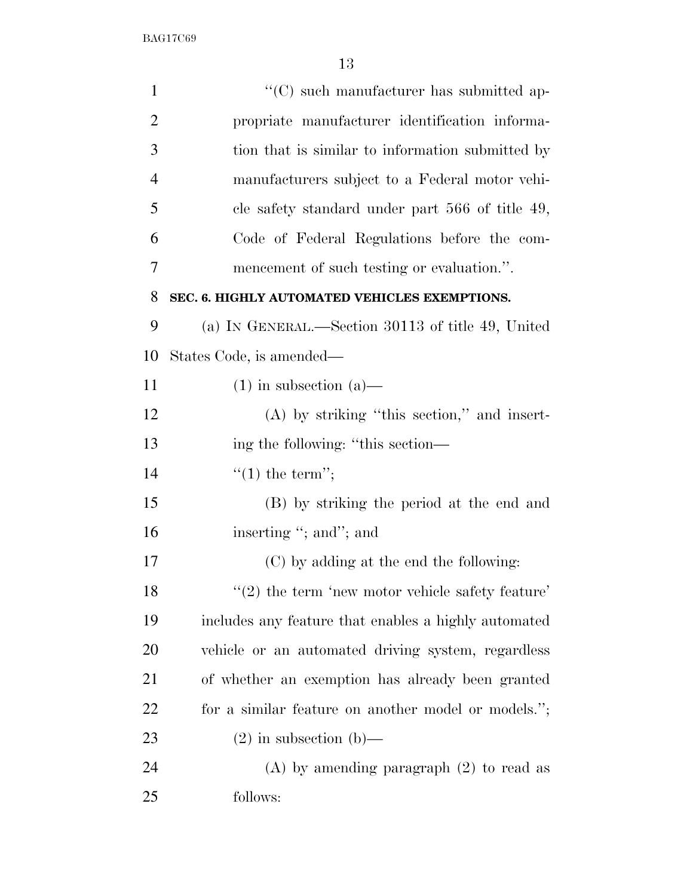"(C) such manufacturer has submitted appropriate manufacturer identification information that is similar to information submitted by manufacturers subject to a Federal motor vehicle safety standard under part 566 of title 49, Code of Federal Regulations before the commencement of such testing or evaluation.".

**SEC. 6. HIGHLY AUTOMATED VEHICLES EXEMPTIONS.**

(a) IN GENERAL.—Section 30113 of title 49, United States Code, is amended—

(1) in subsection (a)—

(A) by striking "this section," and inserting the following: "this section—

"(1) the term";

(B) by striking the period at the end and inserting "; and"; and

(C) by adding at the end the following:

"(2) the term 'new motor vehicle safety feature' includes any feature that enables a highly automated vehicle or an automated driving system, regardless of whether an exemption has already been granted for a similar feature on another model or models.";

(2) in subsection (b)—

(A) by amending paragraph (2) to read as follows: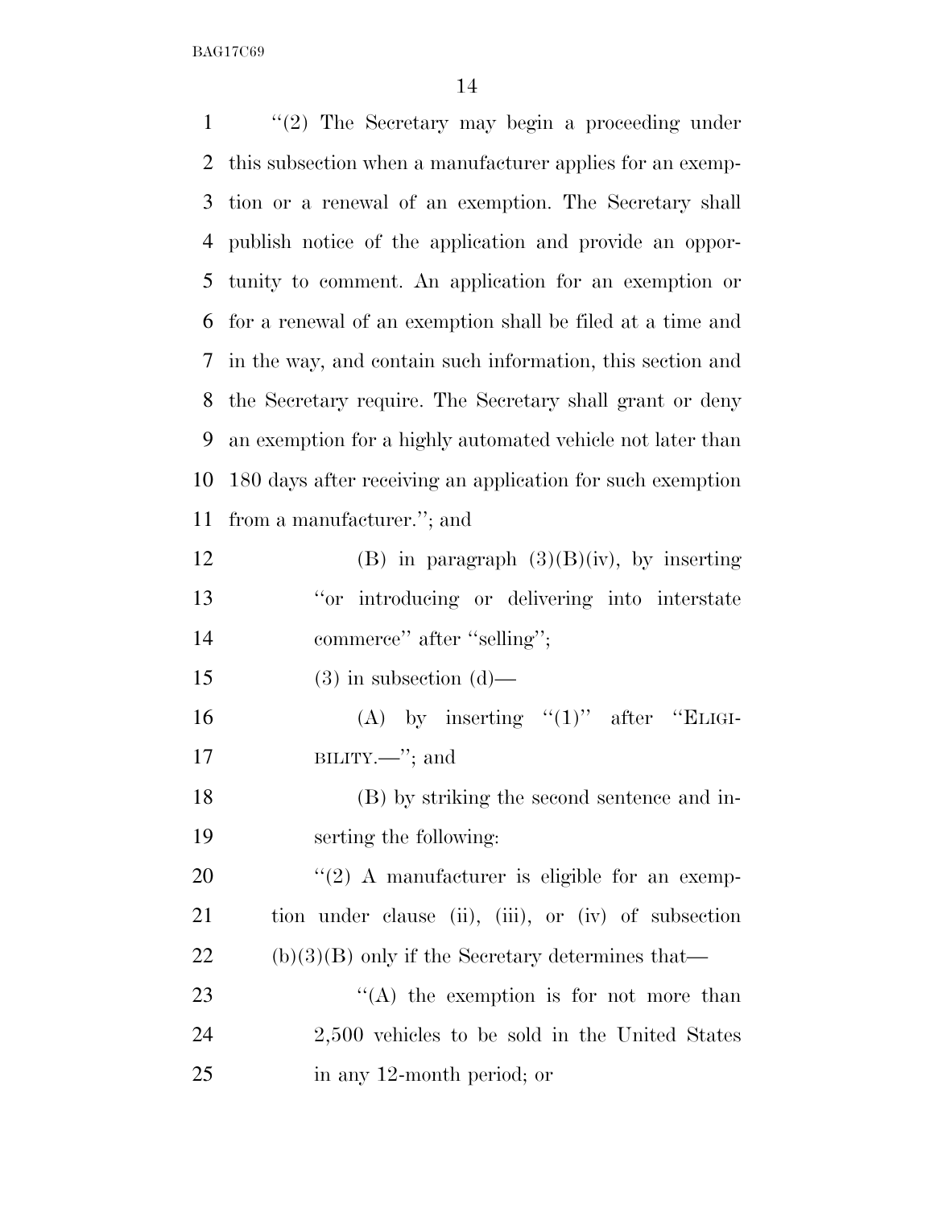"(2) The Secretary may begin a proceeding under this subsection when a manufacturer applies for an exemption or a renewal of an exemption. The Secretary shall publish notice of the application and provide an opportunity to comment. An application for an exemption or for a renewal of an exemption shall be filed at a time and in the way, and contain such information, this section and the Secretary require. The Secretary shall grant or deny an exemption for a highly automated vehicle not later than 180 days after receiving an application for such exemption from a manufacturer."; and

(B) in paragraph (3)(B)(iv), by inserting "or introducing or delivering into interstate commerce" after "selling";

(3) in subsection (d)—

(A) by inserting "(1)" after "ELIGIBILITY.—"; and

(B) by striking the second sentence and inserting the following:

"(2) A manufacturer is eligible for an exemption under clause (ii), (iii), or (iv) of subsection (b)(3)(B) only if the Secretary determines that—

"(A) the exemption is for not more than 2,500 vehicles to be sold in the United States in any 12-month period; or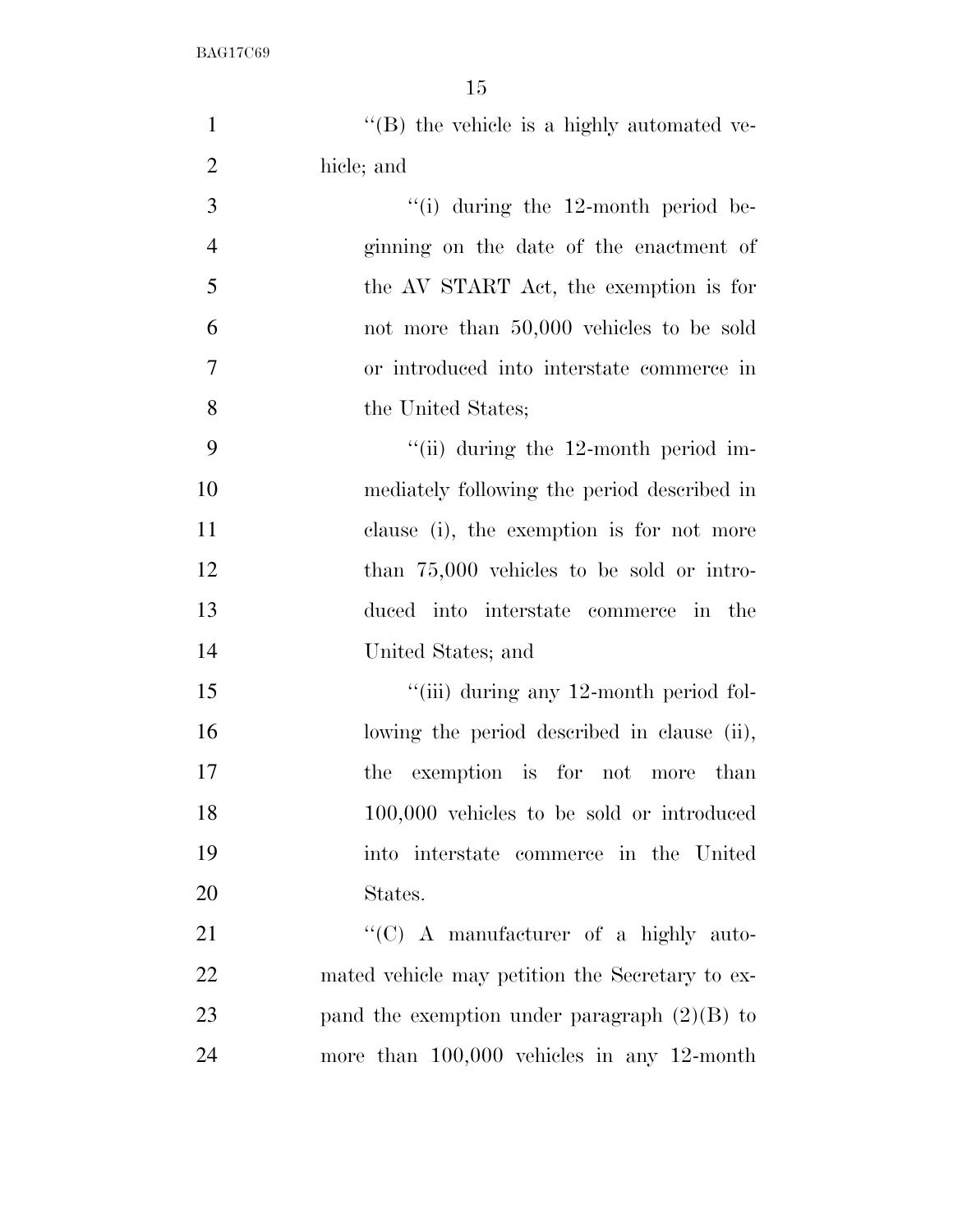''(B) the vehicle is a highly automated vehicle; and

''(i) during the 12-month period beginning on the date of the enactment of the AV START Act, the exemption is for not more than 50,000 vehicles to be sold or introduced into interstate commerce in the United States;

''(ii) during the 12-month period immediately following the period described in clause (i), the exemption is for not more than 75,000 vehicles to be sold or introduced into interstate commerce in the United States; and

''(iii) during any 12-month period following the period described in clause (ii), the exemption is for not more than 100,000 vehicles to be sold or introduced into interstate commerce in the United States.

''(C) A manufacturer of a highly automated vehicle may petition the Secretary to expand the exemption under paragraph (2)(B) to more than 100,000 vehicles in any 12-month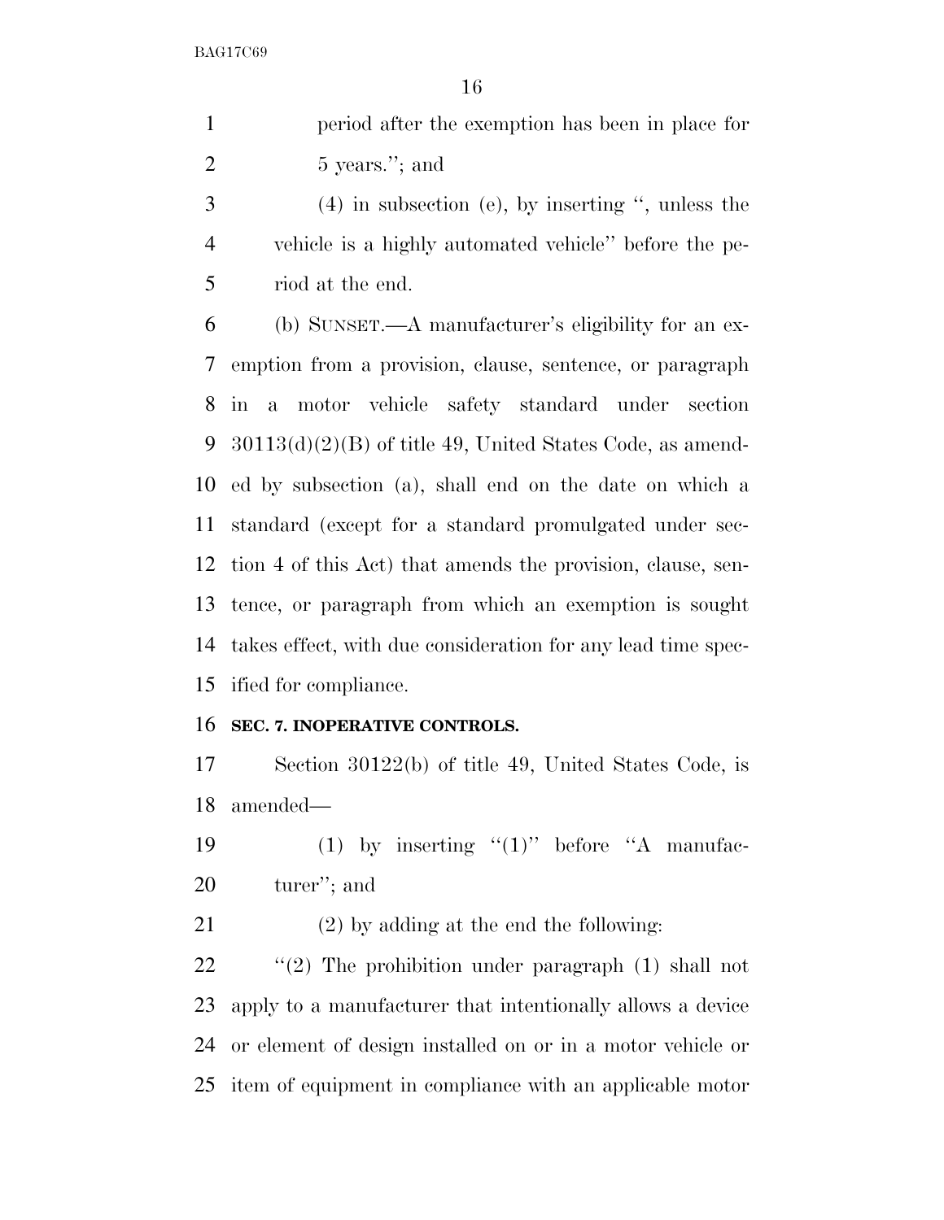period after the exemption has been in place for 5 years.''; and

(4) in subsection (e), by inserting '', unless the vehicle is a highly automated vehicle'' before the period at the end.

(b) SUNSET.—A manufacturer's eligibility for an exemption from a provision, clause, sentence, or paragraph in a motor vehicle safety standard under section 30113(d)(2)(B) of title 49, United States Code, as amended by subsection (a), shall end on the date on which a standard (except for a standard promulgated under section 4 of this Act) that amends the provision, clause, sentence, or paragraph from which an exemption is sought takes effect, with due consideration for any lead time specified for compliance.

**SEC. 7. INOPERATIVE CONTROLS.**

Section 30122(b) of title 49, United States Code, is amended—

(1) by inserting ''(1)'' before ''A manufacturer''; and

(2) by adding at the end the following:

''(2) The prohibition under paragraph (1) shall not apply to a manufacturer that intentionally allows a device or element of design installed on or in a motor vehicle or item of equipment in compliance with an applicable motor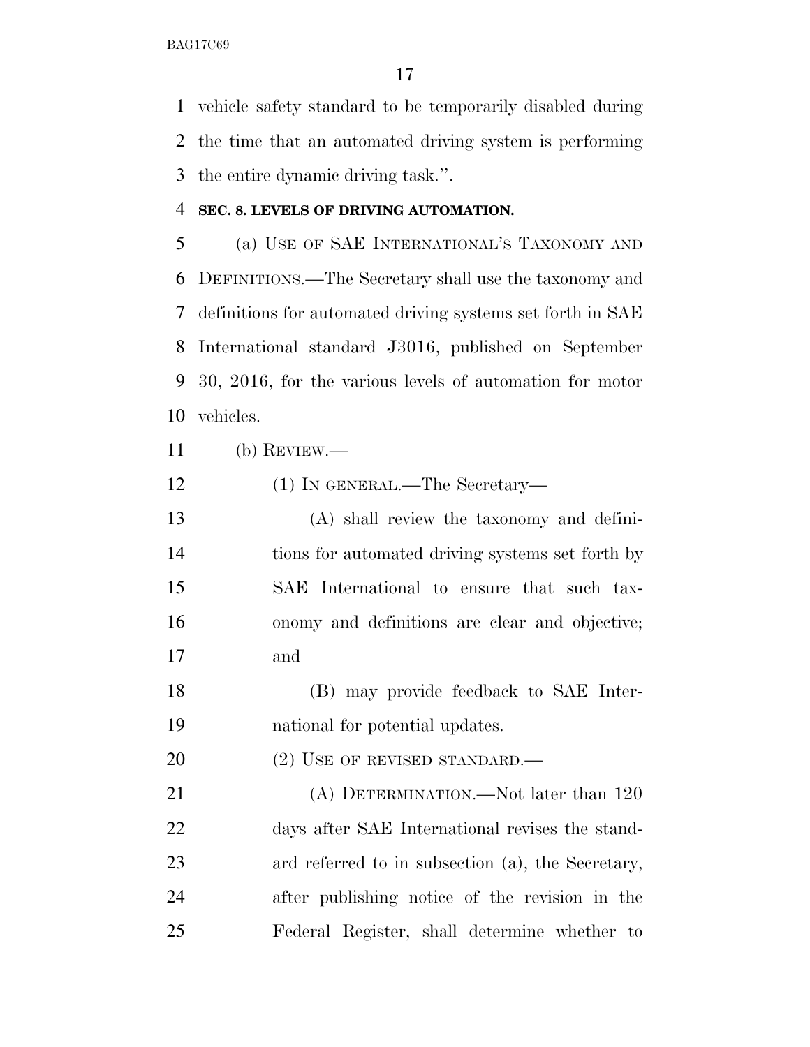vehicle safety standard to be temporarily disabled during the time that an automated driving system is performing the entire dynamic driving task.''.

**SEC. 8. LEVELS OF DRIVING AUTOMATION.**

(a) USE OF SAE INTERNATIONAL'S TAXONOMY AND DEFINITIONS.—The Secretary shall use the taxonomy and definitions for automated driving systems set forth in SAE International standard J3016, published on September 30, 2016, for the various levels of automation for motor vehicles.

(b) REVIEW.—

(1) IN GENERAL.—The Secretary—

(A) shall review the taxonomy and definitions for automated driving systems set forth by SAE International to ensure that such taxonomy and definitions are clear and objective; and

(B) may provide feedback to SAE International for potential updates.

(2) USE OF REVISED STANDARD.—

(A) DETERMINATION.—Not later than 120 days after SAE International revises the standard referred to in subsection (a), the Secretary, after publishing notice of the revision in the Federal Register, shall determine whether to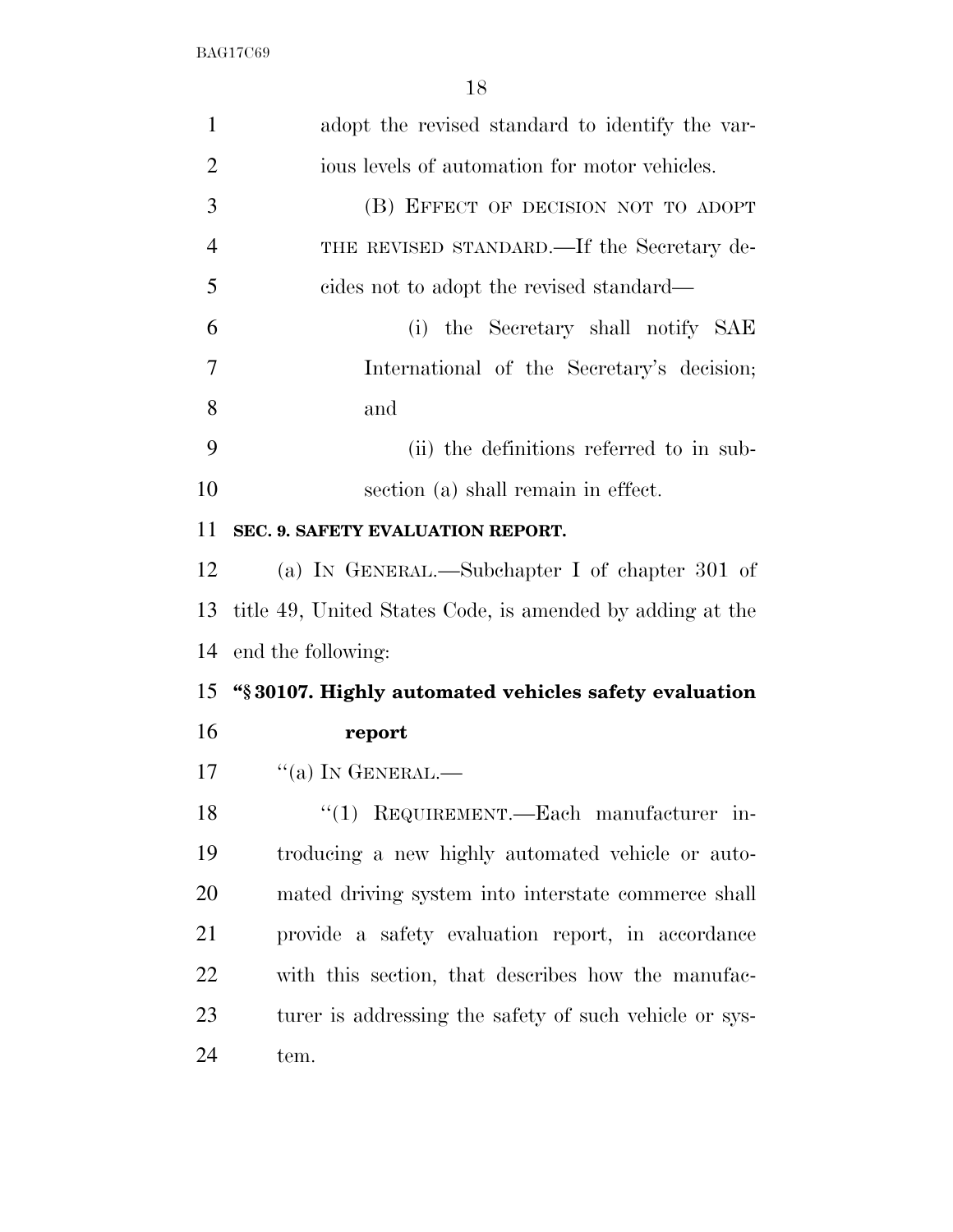adopt the revised standard to identify the various levels of automation for motor vehicles.

(B) EFFECT OF DECISION NOT TO ADOPT THE REVISED STANDARD.—If the Secretary decides not to adopt the revised standard—

(i) the Secretary shall notify SAE International of the Secretary's decision; and

(ii) the definitions referred to in subsection (a) shall remain in effect.

**SEC. 9. SAFETY EVALUATION REPORT.**

(a) IN GENERAL.—Subchapter I of chapter 301 of title 49, United States Code, is amended by adding at the end the following:

**"§ 30107. Highly automated vehicles safety evaluation report**

"(a) IN GENERAL.—

"(1) REQUIREMENT.—Each manufacturer introducing a new highly automated vehicle or automated driving system into interstate commerce shall provide a safety evaluation report, in accordance with this section, that describes how the manufacturer is addressing the safety of such vehicle or system.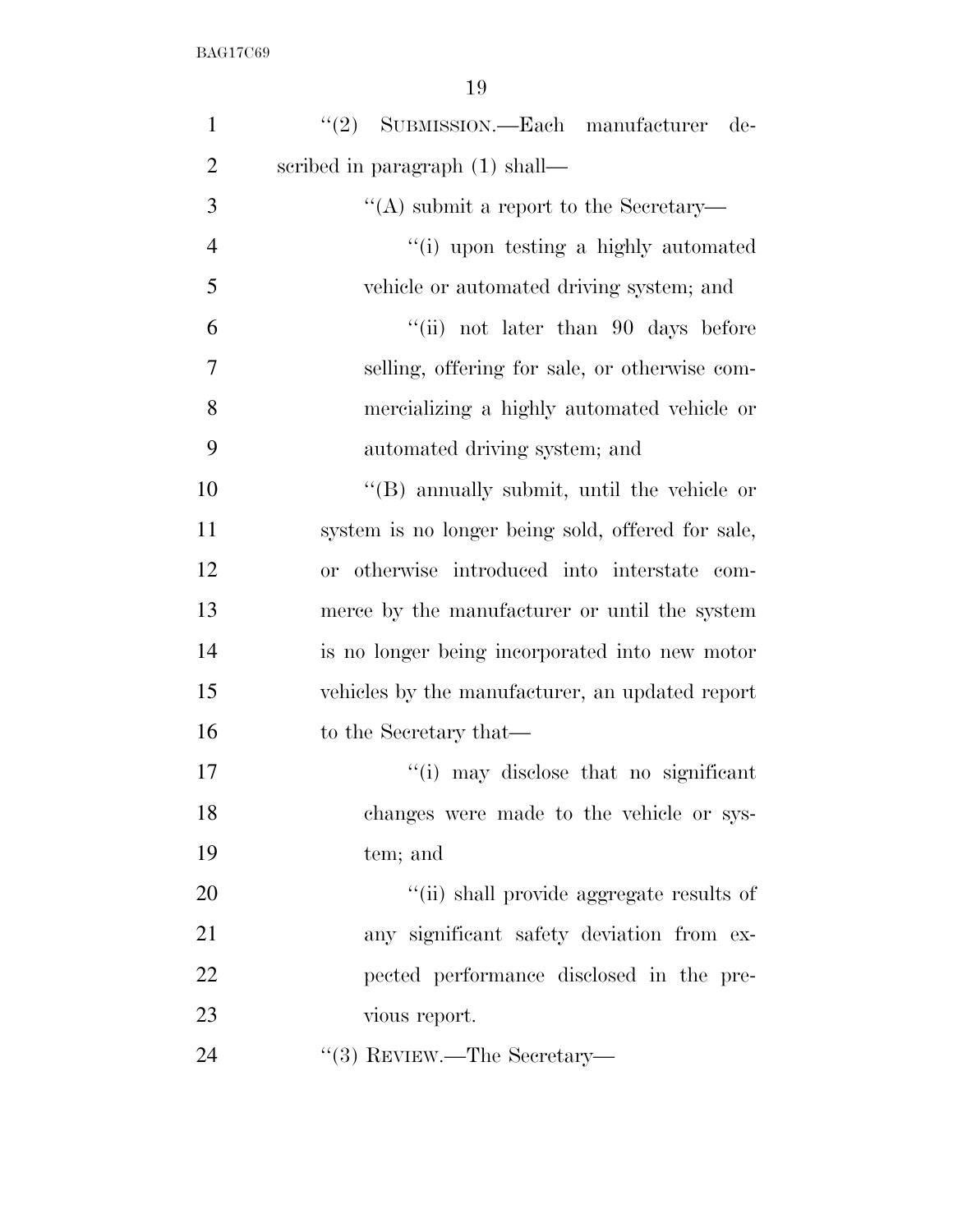"(2) SUBMISSION.—Each manufacturer described in paragraph (1) shall—

"(A) submit a report to the Secretary—

"(i) upon testing a highly automated vehicle or automated driving system; and

"(ii) not later than 90 days before selling, offering for sale, or otherwise commercializing a highly automated vehicle or automated driving system; and

"(B) annually submit, until the vehicle or system is no longer being sold, offered for sale, or otherwise introduced into interstate commerce by the manufacturer or until the system is no longer being incorporated into new motor vehicles by the manufacturer, an updated report to the Secretary that—

"(i) may disclose that no significant changes were made to the vehicle or system; and

"(ii) shall provide aggregate results of any significant safety deviation from expected performance disclosed in the previous report.

"(3) REVIEW.—The Secretary—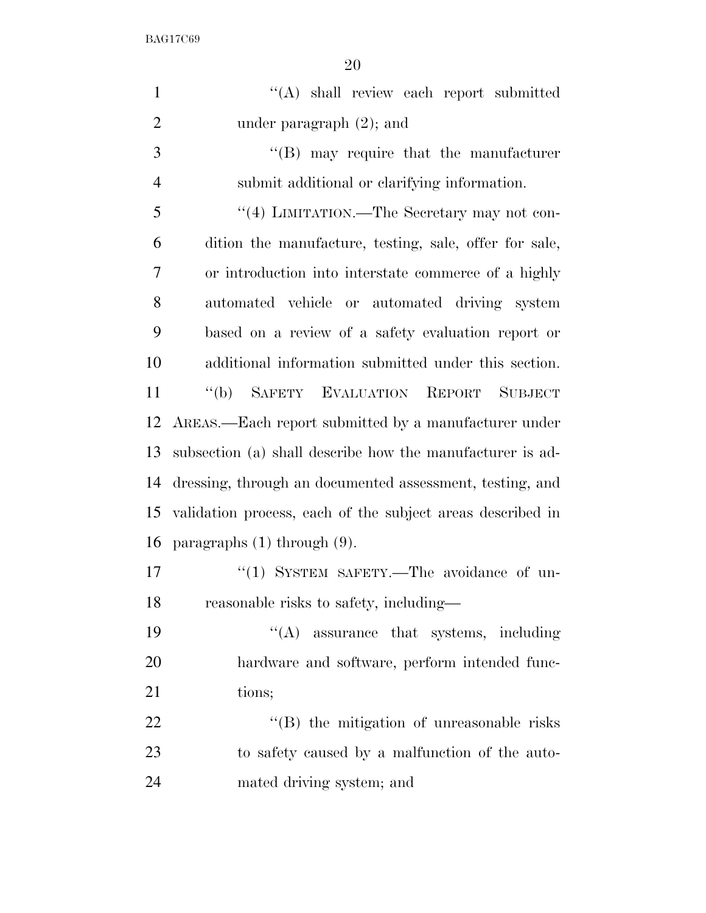''(A) shall review each report submitted under paragraph (2); and

''(B) may require that the manufacturer submit additional or clarifying information.

''(4) LIMITATION.—The Secretary may not condition the manufacture, testing, sale, offer for sale, or introduction into interstate commerce of a highly automated vehicle or automated driving system based on a review of a safety evaluation report or additional information submitted under this section.

''(b) SAFETY EVALUATION REPORT SUBJECT AREAS.—Each report submitted by a manufacturer under subsection (a) shall describe how the manufacturer is addressing, through an documented assessment, testing, and validation process, each of the subject areas described in paragraphs (1) through (9).

''(1) SYSTEM SAFETY.—The avoidance of unreasonable risks to safety, including—

''(A) assurance that systems, including hardware and software, perform intended functions;

''(B) the mitigation of unreasonable risks to safety caused by a malfunction of the automated driving system; and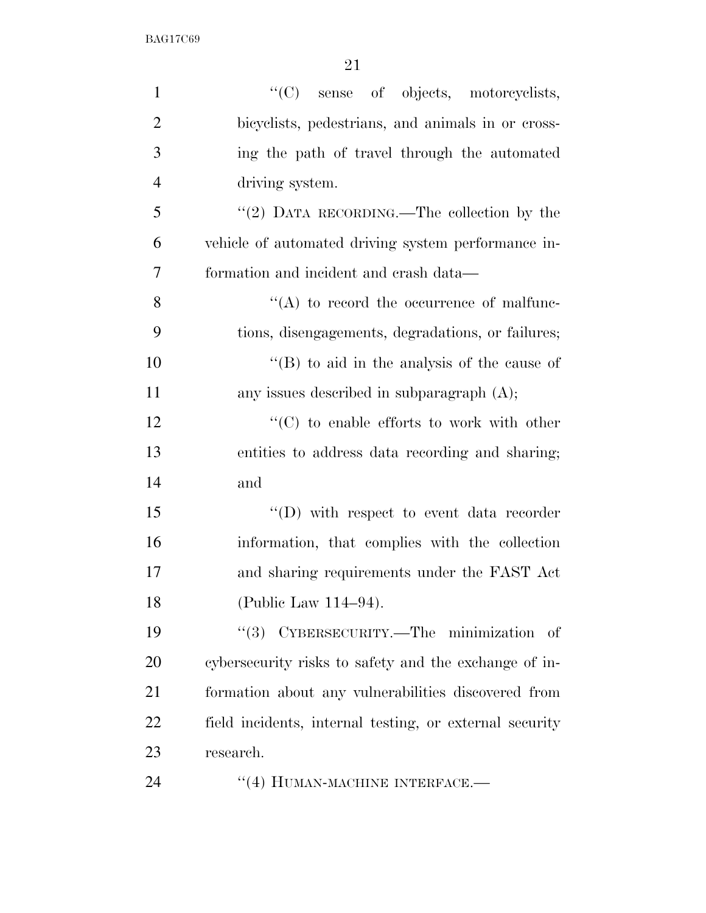''(C) sense of objects, motorcyclists, bicyclists, pedestrians, and animals in or crossing the path of travel through the automated driving system.

''(2) DATA RECORDING.—The collection by the vehicle of automated driving system performance information and incident and crash data—

''(A) to record the occurrence of malfunctions, disengagements, degradations, or failures;

''(B) to aid in the analysis of the cause of any issues described in subparagraph (A);

''(C) to enable efforts to work with other entities to address data recording and sharing; and

''(D) with respect to event data recorder information, that complies with the collection and sharing requirements under the FAST Act (Public Law 114–94).

''(3) CYBERSECURITY.—The minimization of cybersecurity risks to safety and the exchange of information about any vulnerabilities discovered from field incidents, internal testing, or external security research.

''(4) HUMAN-MACHINE INTERFACE.—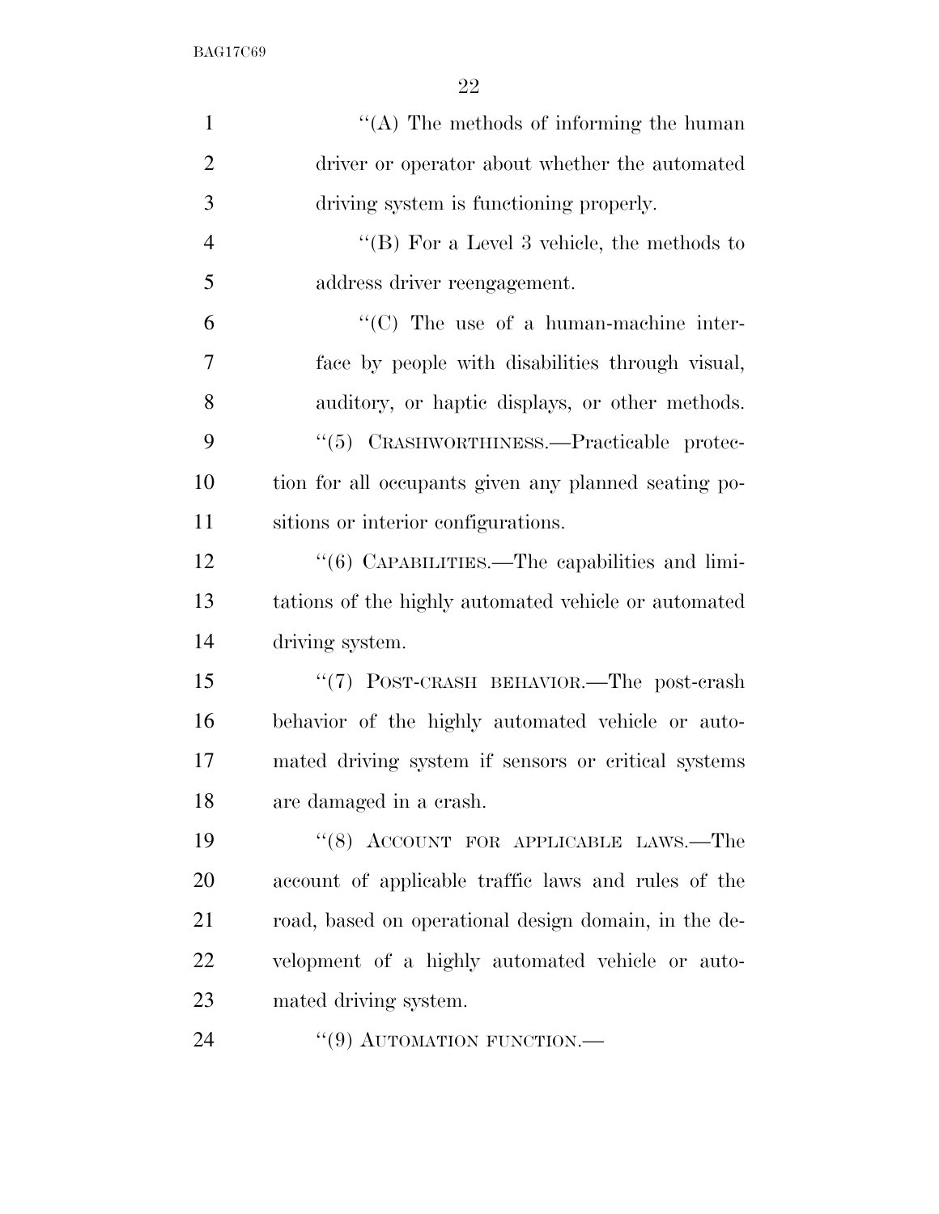"(A) The methods of informing the human driver or operator about whether the automated driving system is functioning properly.

"(B) For a Level 3 vehicle, the methods to address driver reengagement.

"(C) The use of a human-machine interface by people with disabilities through visual, auditory, or haptic displays, or other methods.

"(5) CRASHWORTHINESS.—Practicable protection for all occupants given any planned seating positions or interior configurations.

"(6) CAPABILITIES.—The capabilities and limitations of the highly automated vehicle or automated driving system.

"(7) POST-CRASH BEHAVIOR.—The post-crash behavior of the highly automated vehicle or automated driving system if sensors or critical systems are damaged in a crash.

"(8) ACCOUNT FOR APPLICABLE LAWS.—The account of applicable traffic laws and rules of the road, based on operational design domain, in the development of a highly automated vehicle or automated driving system.

"(9) AUTOMATION FUNCTION.—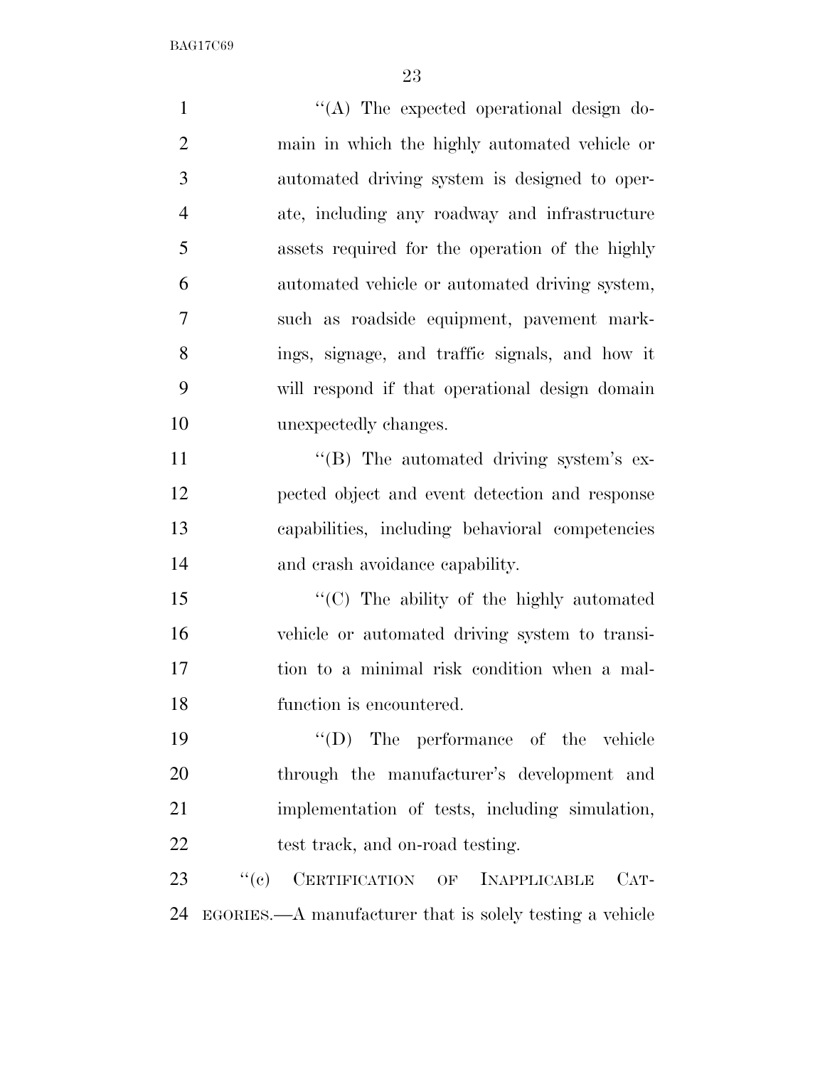''(A) The expected operational design domain in which the highly automated vehicle or automated driving system is designed to operate, including any roadway and infrastructure assets required for the operation of the highly automated vehicle or automated driving system, such as roadside equipment, pavement markings, signage, and traffic signals, and how it will respond if that operational design domain unexpectedly changes.

''(B) The automated driving system's expected object and event detection and response capabilities, including behavioral competencies and crash avoidance capability.

''(C) The ability of the highly automated vehicle or automated driving system to transition to a minimal risk condition when a malfunction is encountered.

''(D) The performance of the vehicle through the manufacturer's development and implementation of tests, including simulation, test track, and on-road testing.

''(c) CERTIFICATION OF INAPPLICABLE CATEGORIES.—A manufacturer that is solely testing a vehicle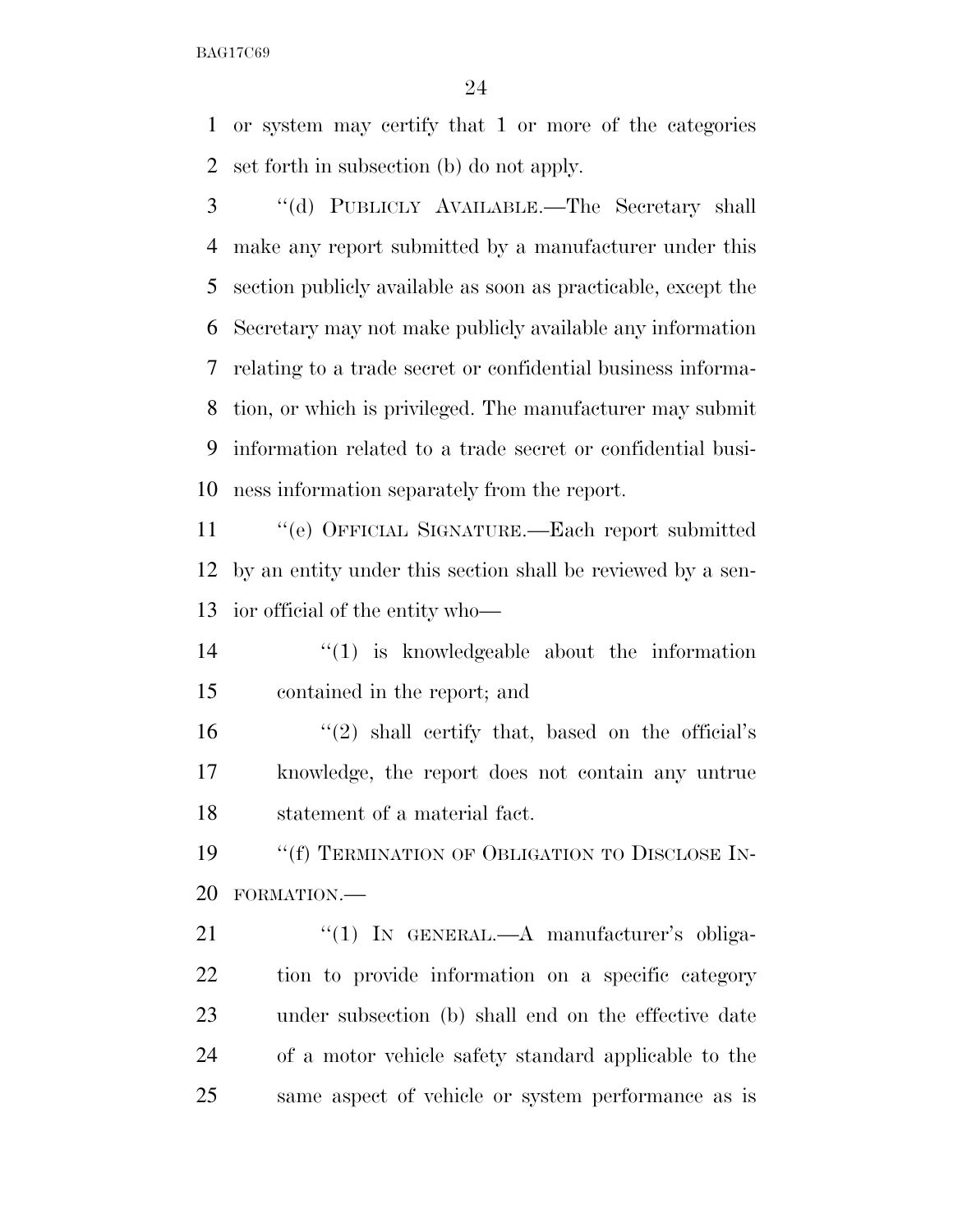or system may certify that 1 or more of the categories set forth in subsection (b) do not apply.

''(d) PUBLICLY AVAILABLE.—The Secretary shall make any report submitted by a manufacturer under this section publicly available as soon as practicable, except the Secretary may not make publicly available any information relating to a trade secret or confidential business information, or which is privileged. The manufacturer may submit information related to a trade secret or confidential business information separately from the report.

''(e) OFFICIAL SIGNATURE.—Each report submitted by an entity under this section shall be reviewed by a senior official of the entity who—

''(1) is knowledgeable about the information contained in the report; and

''(2) shall certify that, based on the official's knowledge, the report does not contain any untrue statement of a material fact.

''(f) TERMINATION OF OBLIGATION TO DISCLOSE INFORMATION.—

''(1) IN GENERAL.—A manufacturer's obligation to provide information on a specific category under subsection (b) shall end on the effective date of a motor vehicle safety standard applicable to the same aspect of vehicle or system performance as is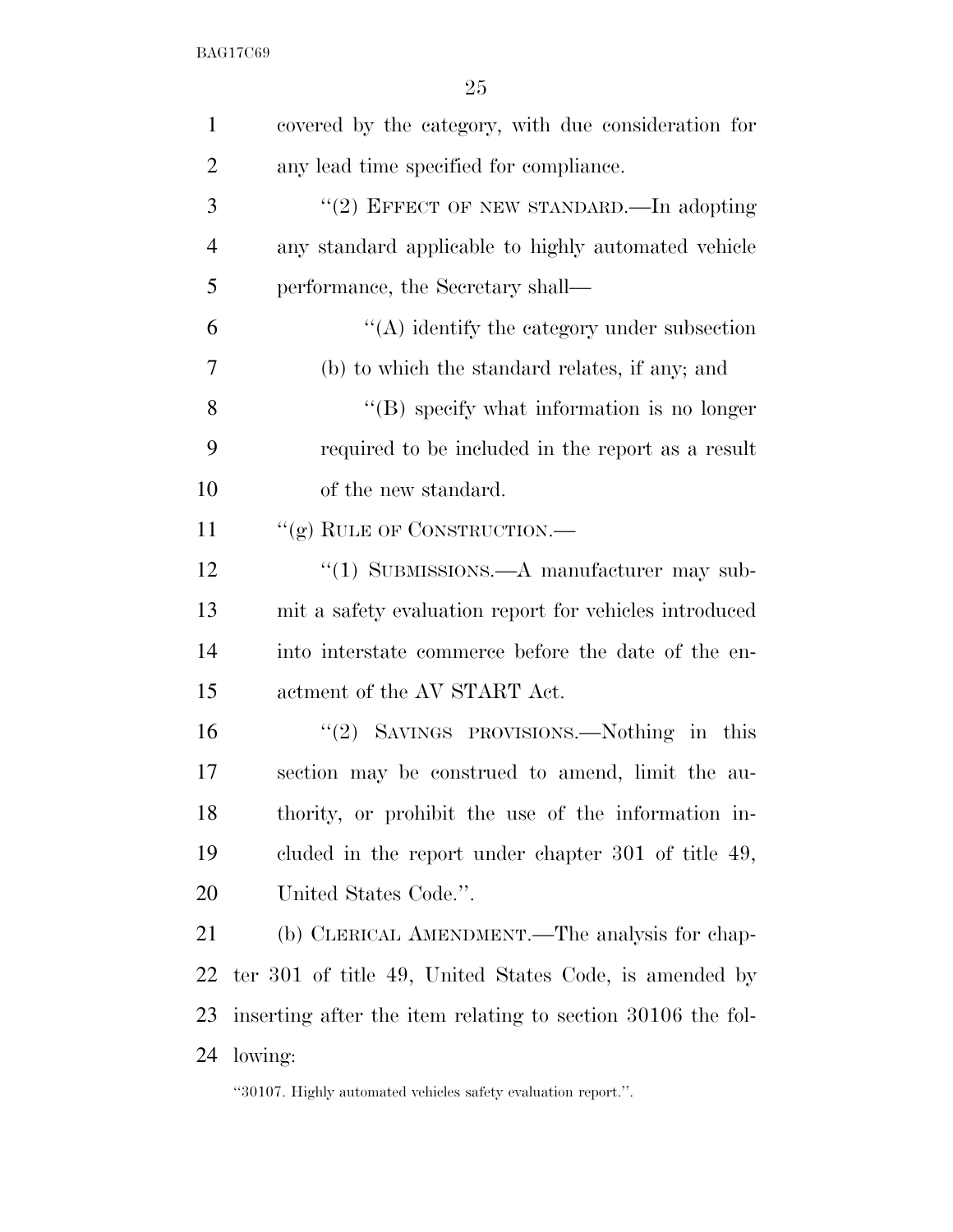covered by the category, with due consideration for any lead time specified for compliance.

"(2) EFFECT OF NEW STANDARD.—In adopting any standard applicable to highly automated vehicle performance, the Secretary shall—

"(A) identify the category under subsection (b) to which the standard relates, if any; and

"(B) specify what information is no longer required to be included in the report as a result of the new standard.

"(g) RULE OF CONSTRUCTION.—

"(1) SUBMISSIONS.—A manufacturer may submit a safety evaluation report for vehicles introduced into interstate commerce before the date of the enactment of the AV START Act.

"(2) SAVINGS PROVISIONS.—Nothing in this section may be construed to amend, limit the authority, or prohibit the use of the information included in the report under chapter 301 of title 49, United States Code.".

(b) CLERICAL AMENDMENT.—The analysis for chapter 301 of title 49, United States Code, is amended by inserting after the item relating to section 30106 the following:

"30107. Highly automated vehicles safety evaluation report.".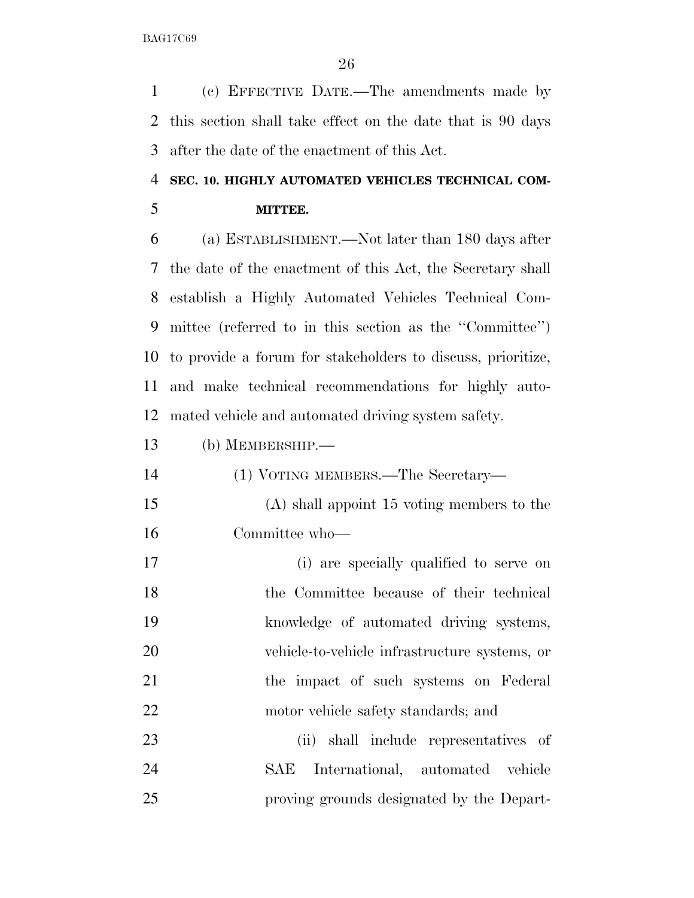(c) EFFECTIVE DATE.—The amendments made by this section shall take effect on the date that is 90 days after the date of the enactment of this Act.

## SEC. 10. HIGHLY AUTOMATED VEHICLES TECHNICAL COMMITTEE.

(a) ESTABLISHMENT.—Not later than 180 days after the date of the enactment of this Act, the Secretary shall establish a Highly Automated Vehicles Technical Committee (referred to in this section as the "Committee") to provide a forum for stakeholders to discuss, prioritize, and make technical recommendations for highly automated vehicle and automated driving system safety.

(b) MEMBERSHIP.—

(1) VOTING MEMBERS.—The Secretary—

(A) shall appoint 15 voting members to the Committee who—

(i) are specially qualified to serve on the Committee because of their technical knowledge of automated driving systems, vehicle-to-vehicle infrastructure systems, or the impact of such systems on Federal motor vehicle safety standards; and

(ii) shall include representatives of SAE International, automated vehicle proving grounds designated by the Depart-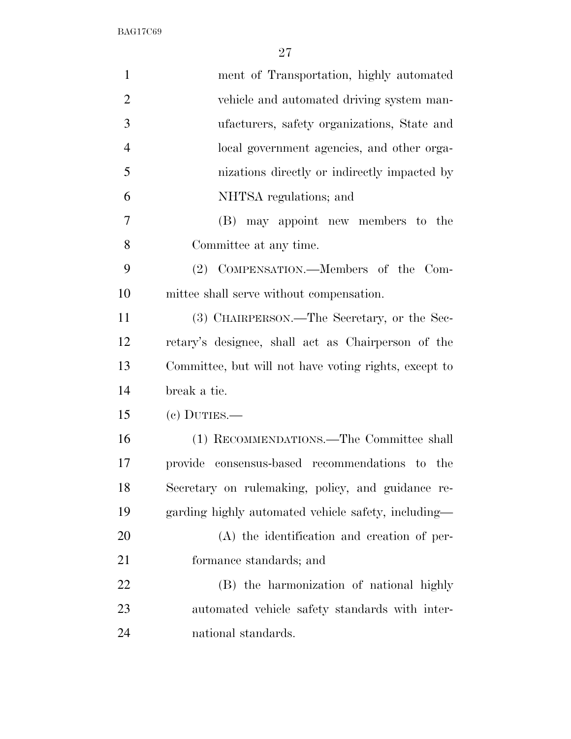ment of Transportation, highly automated vehicle and automated driving system manufacturers, safety organizations, State and local government agencies, and other organizations directly or indirectly impacted by NHTSA regulations; and

(B) may appoint new members to the Committee at any time.

(2) COMPENSATION.—Members of the Committee shall serve without compensation.

(3) CHAIRPERSON.—The Secretary, or the Secretary's designee, shall act as Chairperson of the Committee, but will not have voting rights, except to break a tie.

(c) DUTIES.—

(1) RECOMMENDATIONS.—The Committee shall provide consensus-based recommendations to the Secretary on rulemaking, policy, and guidance regarding highly automated vehicle safety, including—

(A) the identification and creation of performance standards; and

(B) the harmonization of national highly automated vehicle safety standards with international standards.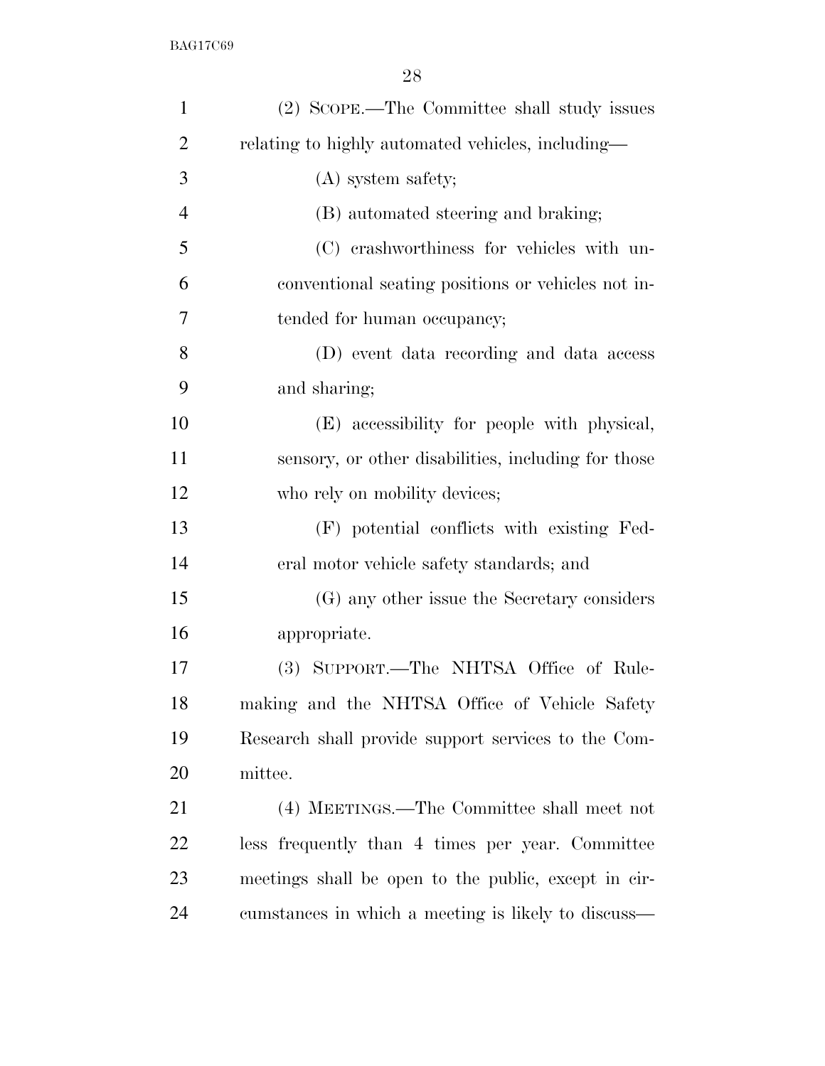(2) SCOPE.—The Committee shall study issues relating to highly automated vehicles, including—

(A) system safety;

(B) automated steering and braking;

(C) crashworthiness for vehicles with unconventional seating positions or vehicles not intended for human occupancy;

(D) event data recording and data access and sharing;

(E) accessibility for people with physical, sensory, or other disabilities, including for those who rely on mobility devices;

(F) potential conflicts with existing Federal motor vehicle safety standards; and

(G) any other issue the Secretary considers appropriate.

(3) SUPPORT.—The NHTSA Office of Rulemaking and the NHTSA Office of Vehicle Safety Research shall provide support services to the Committee.

(4) MEETINGS.—The Committee shall meet not less frequently than 4 times per year. Committee meetings shall be open to the public, except in circumstances in which a meeting is likely to discuss—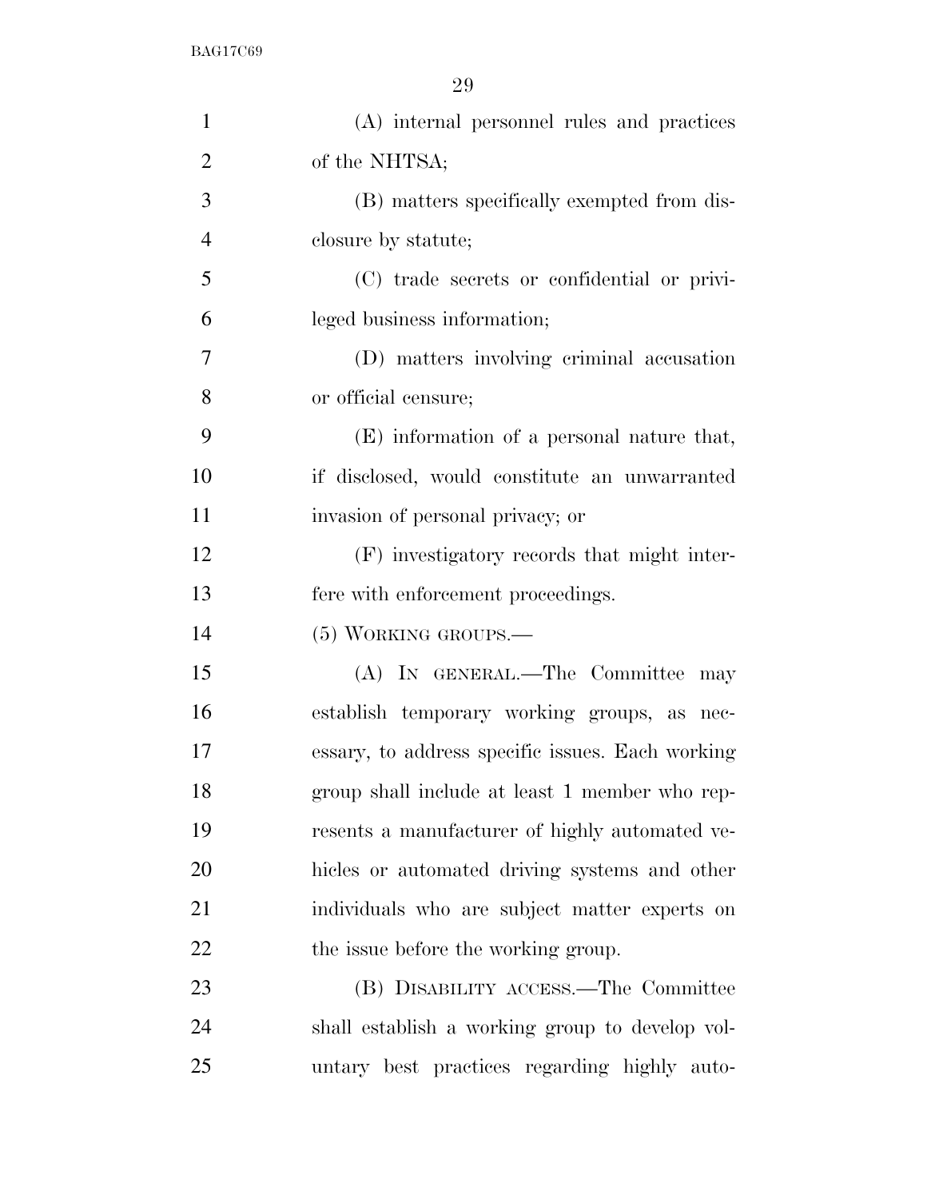(A) internal personnel rules and practices of the NHTSA;

(B) matters specifically exempted from disclosure by statute;

(C) trade secrets or confidential or privileged business information;

(D) matters involving criminal accusation or official censure;

(E) information of a personal nature that, if disclosed, would constitute an unwarranted invasion of personal privacy; or

(F) investigatory records that might interfere with enforcement proceedings.

(5) WORKING GROUPS.—

(A) IN GENERAL.—The Committee may establish temporary working groups, as necessary, to address specific issues. Each working group shall include at least 1 member who represents a manufacturer of highly automated vehicles or automated driving systems and other individuals who are subject matter experts on the issue before the working group.

(B) DISABILITY ACCESS.—The Committee shall establish a working group to develop voluntary best practices regarding highly auto-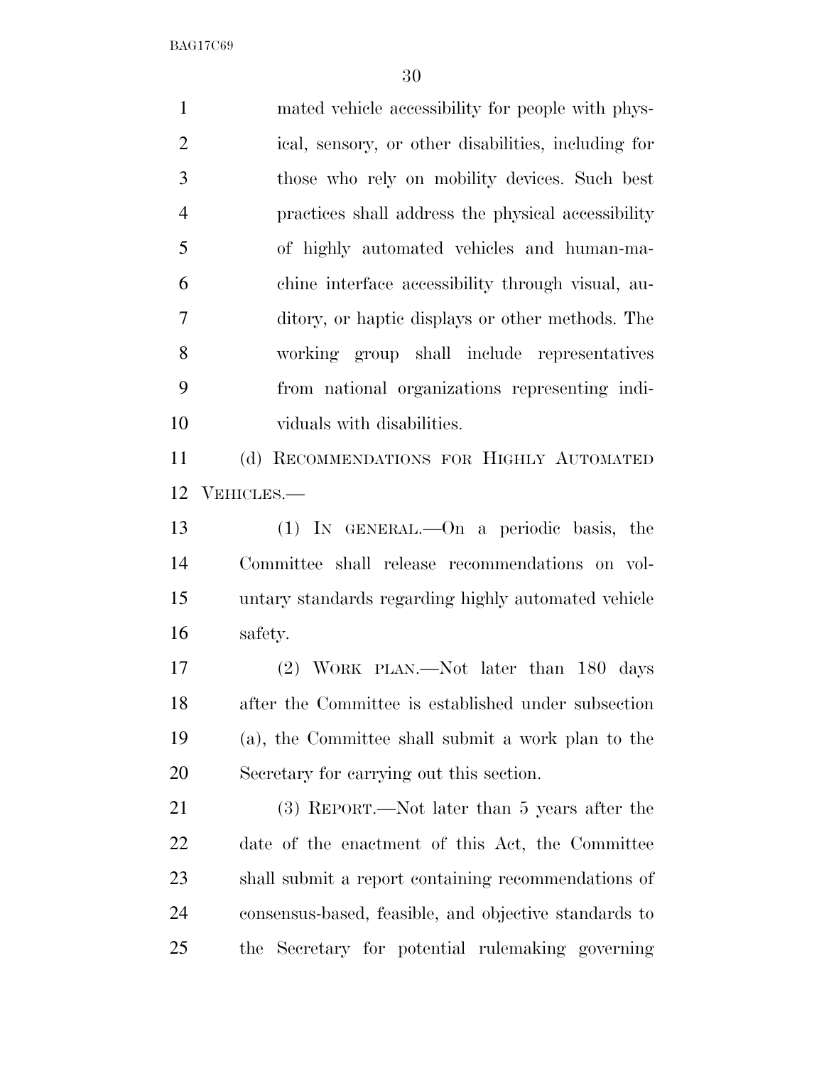mated vehicle accessibility for people with physical, sensory, or other disabilities, including for those who rely on mobility devices. Such best practices shall address the physical accessibility of highly automated vehicles and human-machine interface accessibility through visual, auditory, or haptic displays or other methods. The working group shall include representatives from national organizations representing individuals with disabilities.

(d) RECOMMENDATIONS FOR HIGHLY AUTOMATED VEHICLES.—

(1) IN GENERAL.—On a periodic basis, the Committee shall release recommendations on voluntary standards regarding highly automated vehicle safety.

(2) WORK PLAN.—Not later than 180 days after the Committee is established under subsection (a), the Committee shall submit a work plan to the Secretary for carrying out this section.

(3) REPORT.—Not later than 5 years after the date of the enactment of this Act, the Committee shall submit a report containing recommendations of consensus-based, feasible, and objective standards to the Secretary for potential rulemaking governing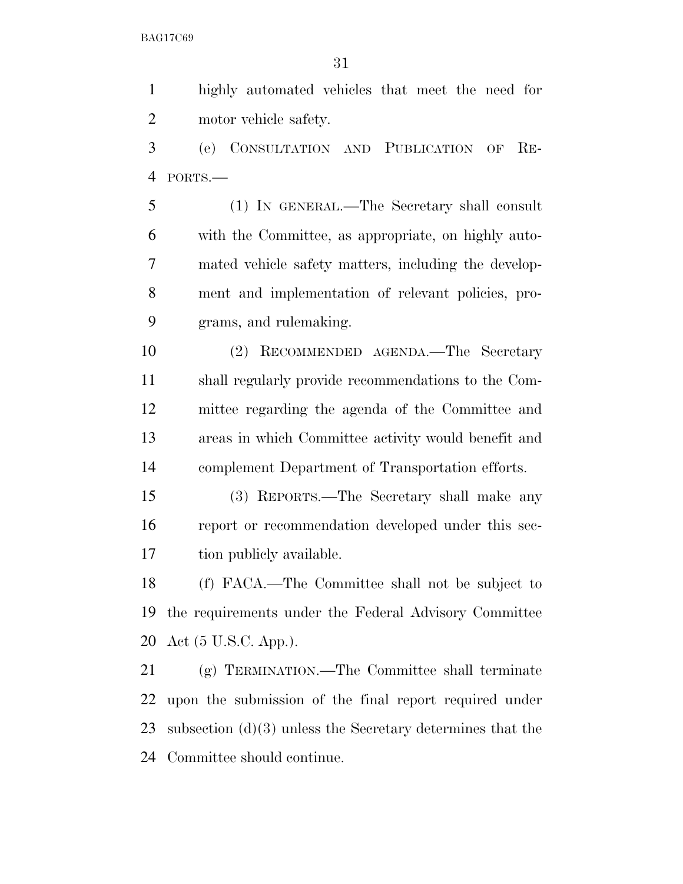highly automated vehicles that meet the need for motor vehicle safety.

(e) CONSULTATION AND PUBLICATION OF REPORTS.—

(1) IN GENERAL.—The Secretary shall consult with the Committee, as appropriate, on highly automated vehicle safety matters, including the development and implementation of relevant policies, programs, and rulemaking.

(2) RECOMMENDED AGENDA.—The Secretary shall regularly provide recommendations to the Committee regarding the agenda of the Committee and areas in which Committee activity would benefit and complement Department of Transportation efforts.

(3) REPORTS.—The Secretary shall make any report or recommendation developed under this section publicly available.

(f) FACA.—The Committee shall not be subject to the requirements under the Federal Advisory Committee Act (5 U.S.C. App.).

(g) TERMINATION.—The Committee shall terminate upon the submission of the final report required under subsection (d)(3) unless the Secretary determines that the Committee should continue.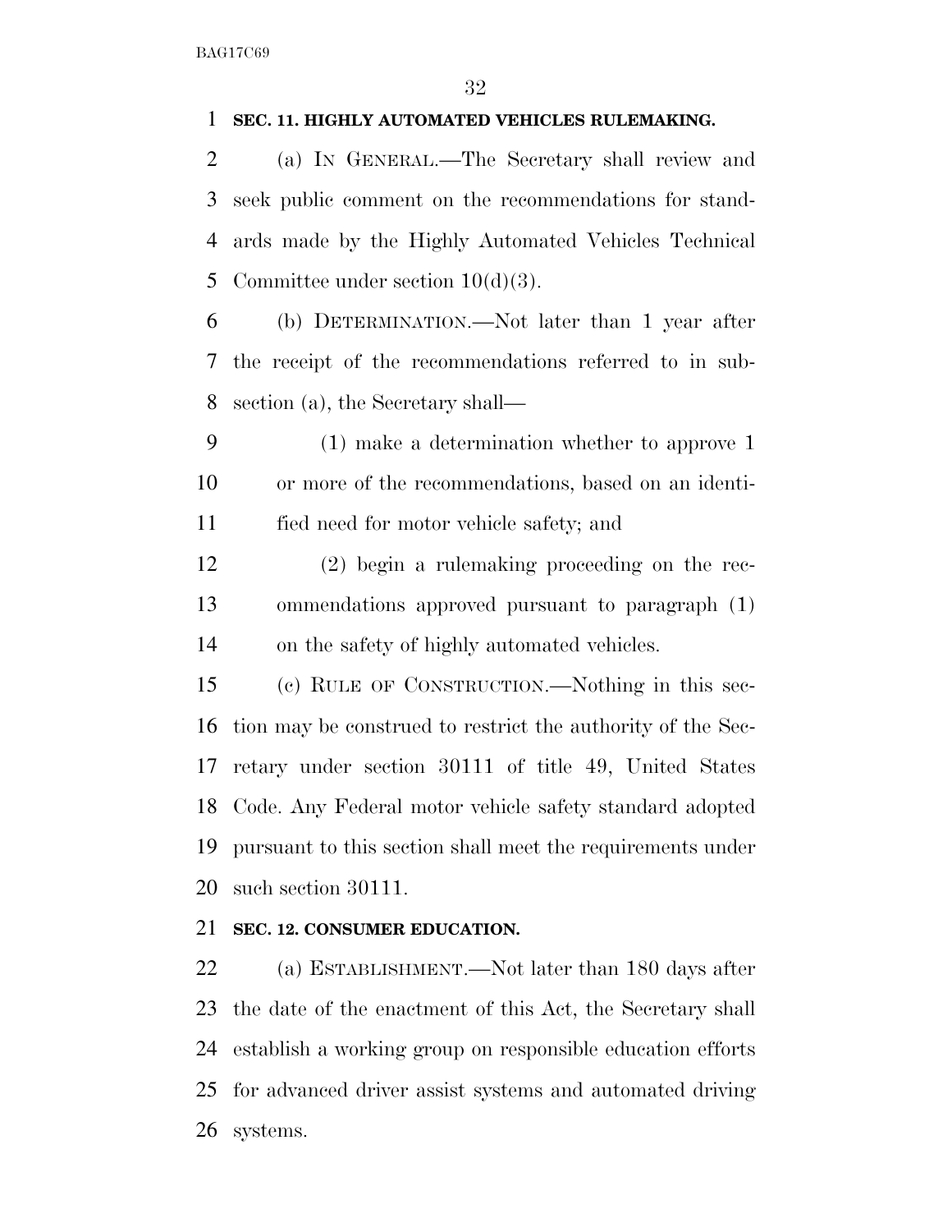**SEC. 11. HIGHLY AUTOMATED VEHICLES RULEMAKING.**

(a) IN GENERAL.—The Secretary shall review and seek public comment on the recommendations for standards made by the Highly Automated Vehicles Technical Committee under section 10(d)(3).

(b) DETERMINATION.—Not later than 1 year after the receipt of the recommendations referred to in subsection (a), the Secretary shall—

(1) make a determination whether to approve 1 or more of the recommendations, based on an identified need for motor vehicle safety; and

(2) begin a rulemaking proceeding on the recommendations approved pursuant to paragraph (1) on the safety of highly automated vehicles.

(c) RULE OF CONSTRUCTION.—Nothing in this section may be construed to restrict the authority of the Secretary under section 30111 of title 49, United States Code. Any Federal motor vehicle safety standard adopted pursuant to this section shall meet the requirements under such section 30111.

**SEC. 12. CONSUMER EDUCATION.**

(a) ESTABLISHMENT.—Not later than 180 days after the date of the enactment of this Act, the Secretary shall establish a working group on responsible education efforts for advanced driver assist systems and automated driving systems.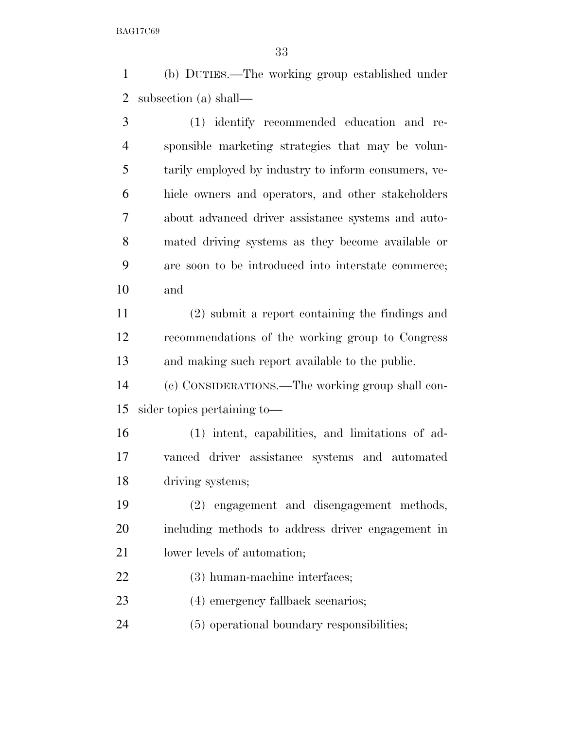(b) DUTIES.—The working group established under subsection (a) shall—

(1) identify recommended education and responsible marketing strategies that may be voluntarily employed by industry to inform consumers, vehicle owners and operators, and other stakeholders about advanced driver assistance systems and automated driving systems as they become available or are soon to be introduced into interstate commerce; and

(2) submit a report containing the findings and recommendations of the working group to Congress and making such report available to the public.

(c) CONSIDERATIONS.—The working group shall consider topics pertaining to—

(1) intent, capabilities, and limitations of advanced driver assistance systems and automated driving systems;

(2) engagement and disengagement methods, including methods to address driver engagement in lower levels of automation;

(3) human-machine interfaces;

(4) emergency fallback scenarios;

(5) operational boundary responsibilities;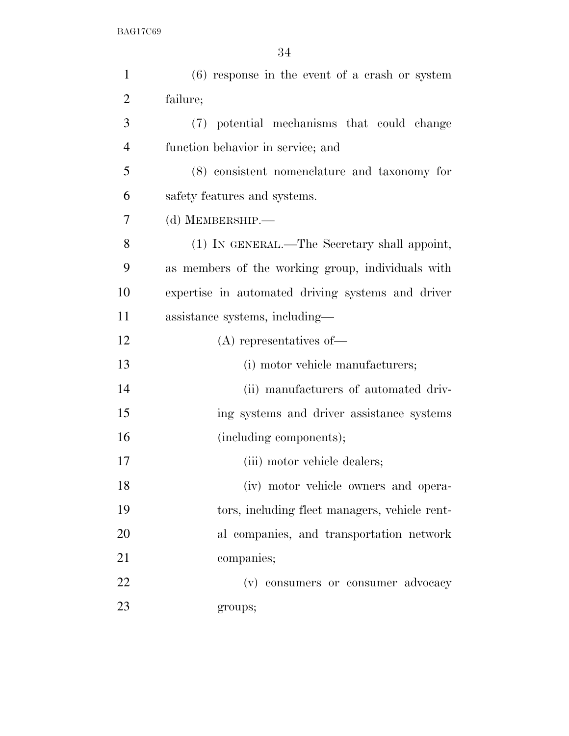(6) response in the event of a crash or system failure;

(7) potential mechanisms that could change function behavior in service; and

(8) consistent nomenclature and taxonomy for safety features and systems.

(d) MEMBERSHIP.—

(1) IN GENERAL.—The Secretary shall appoint, as members of the working group, individuals with expertise in automated driving systems and driver assistance systems, including—

(A) representatives of—

(i) motor vehicle manufacturers;

(ii) manufacturers of automated driving systems and driver assistance systems (including components);

(iii) motor vehicle dealers;

(iv) motor vehicle owners and operators, including fleet managers, vehicle rental companies, and transportation network companies;

(v) consumers or consumer advocacy groups;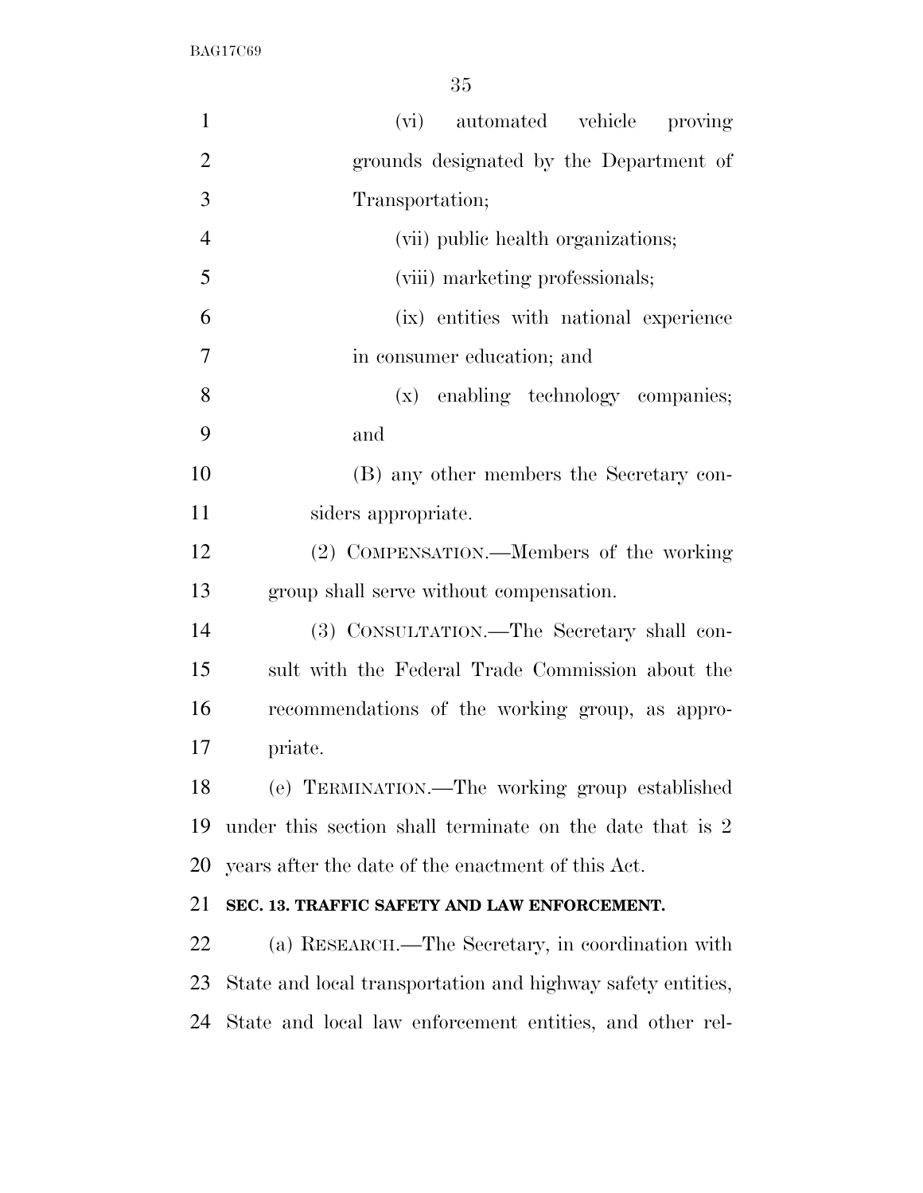(vi) automated vehicle proving grounds designated by the Department of Transportation;

(vii) public health organizations;

(viii) marketing professionals;

(ix) entities with national experience in consumer education; and

(x) enabling technology companies; and

(B) any other members the Secretary considers appropriate.

(2) COMPENSATION.—Members of the working group shall serve without compensation.

(3) CONSULTATION.—The Secretary shall consult with the Federal Trade Commission about the recommendations of the working group, as appropriate.

(e) TERMINATION.—The working group established under this section shall terminate on the date that is 2 years after the date of the enactment of this Act.

**SEC. 13. TRAFFIC SAFETY AND LAW ENFORCEMENT.**

(a) RESEARCH.—The Secretary, in coordination with State and local transportation and highway safety entities, State and local law enforcement entities, and other rel-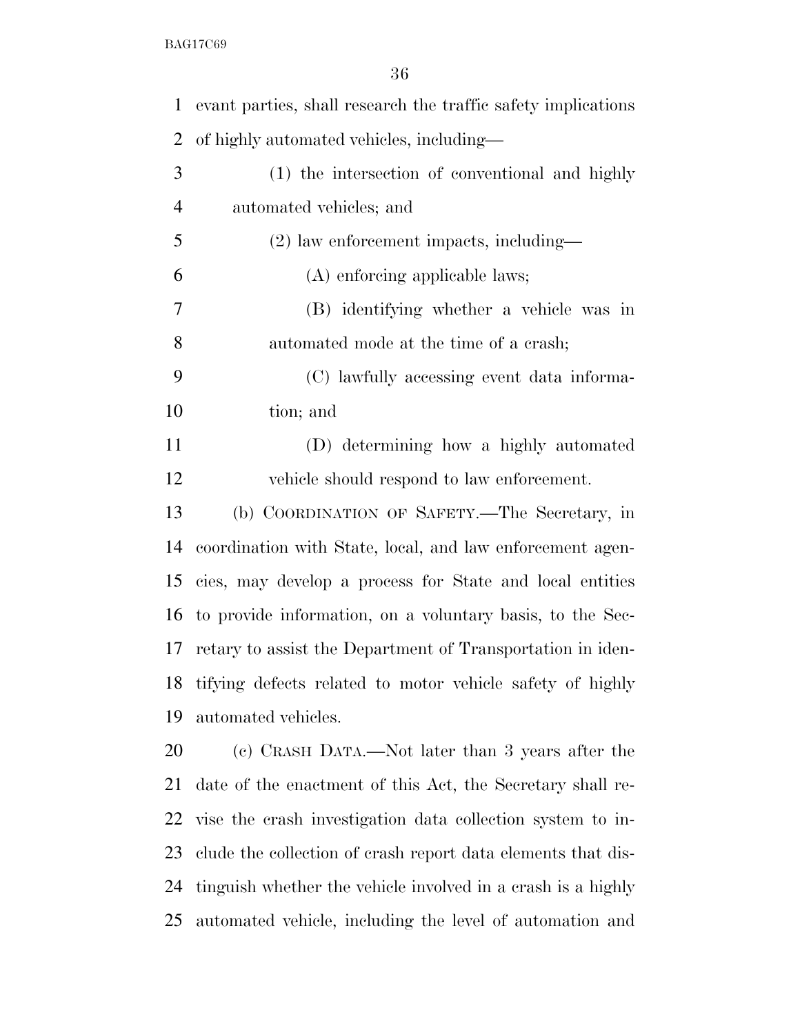evant parties, shall research the traffic safety implications of highly automated vehicles, including—

(1) the intersection of conventional and highly automated vehicles; and

(2) law enforcement impacts, including—

(A) enforcing applicable laws;

(B) identifying whether a vehicle was in automated mode at the time of a crash;

(C) lawfully accessing event data information; and

(D) determining how a highly automated vehicle should respond to law enforcement.

(b) COORDINATION OF SAFETY.—The Secretary, in coordination with State, local, and law enforcement agencies, may develop a process for State and local entities to provide information, on a voluntary basis, to the Secretary to assist the Department of Transportation in identifying defects related to motor vehicle safety of highly automated vehicles.

(c) CRASH DATA.—Not later than 3 years after the date of the enactment of this Act, the Secretary shall revise the crash investigation data collection system to include the collection of crash report data elements that distinguish whether the vehicle involved in a crash is a highly automated vehicle, including the level of automation and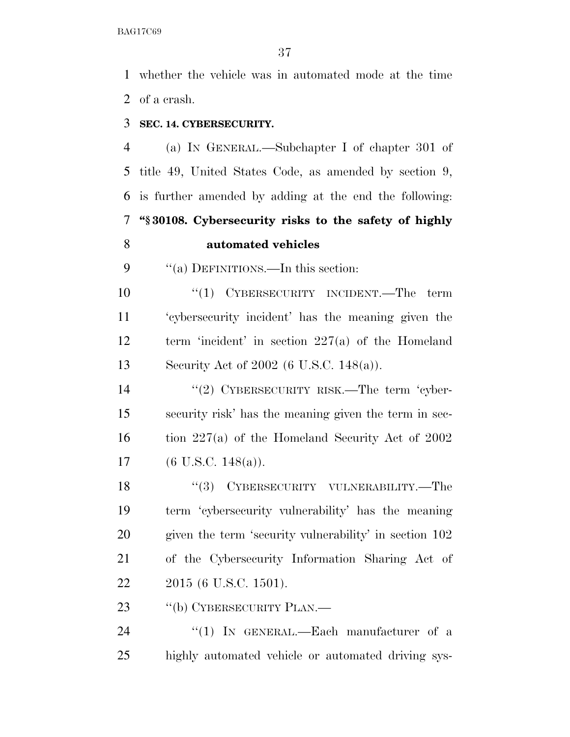whether the vehicle was in automated mode at the time of a crash.

**SEC. 14. CYBERSECURITY.**

(a) IN GENERAL.—Subchapter I of chapter 301 of title 49, United States Code, as amended by section 9, is further amended by adding at the end the following:

**"§ 30108. Cybersecurity risks to the safety of highly automated vehicles**

"(a) DEFINITIONS.—In this section:

"(1) CYBERSECURITY INCIDENT.—The term 'cybersecurity incident' has the meaning given the term 'incident' in section 227(a) of the Homeland Security Act of 2002 (6 U.S.C. 148(a)).

"(2) CYBERSECURITY RISK.—The term 'cybersecurity risk' has the meaning given the term in section 227(a) of the Homeland Security Act of 2002 (6 U.S.C. 148(a)).

"(3) CYBERSECURITY VULNERABILITY.—The term 'cybersecurity vulnerability' has the meaning given the term 'security vulnerability' in section 102 of the Cybersecurity Information Sharing Act of 2015 (6 U.S.C. 1501).

"(b) CYBERSECURITY PLAN.—

"(1) IN GENERAL.—Each manufacturer of a highly automated vehicle or automated driving sys-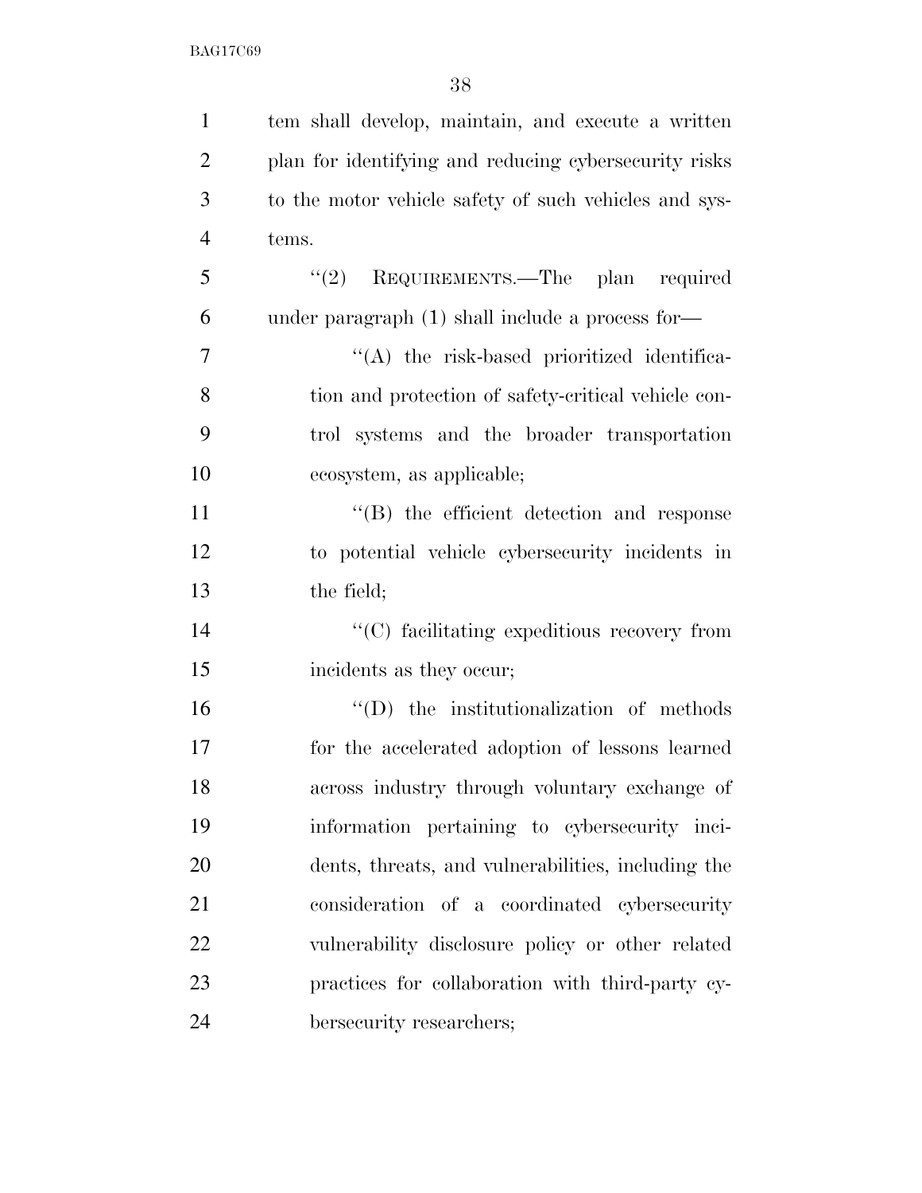tem shall develop, maintain, and execute a written plan for identifying and reducing cybersecurity risks to the motor vehicle safety of such vehicles and systems.

"(2) REQUIREMENTS.—The plan required under paragraph (1) shall include a process for—

"(A) the risk-based prioritized identification and protection of safety-critical vehicle control systems and the broader transportation ecosystem, as applicable;

"(B) the efficient detection and response to potential vehicle cybersecurity incidents in the field;

"(C) facilitating expeditious recovery from incidents as they occur;

"(D) the institutionalization of methods for the accelerated adoption of lessons learned across industry through voluntary exchange of information pertaining to cybersecurity incidents, threats, and vulnerabilities, including the consideration of a coordinated cybersecurity vulnerability disclosure policy or other related practices for collaboration with third-party cybersecurity researchers;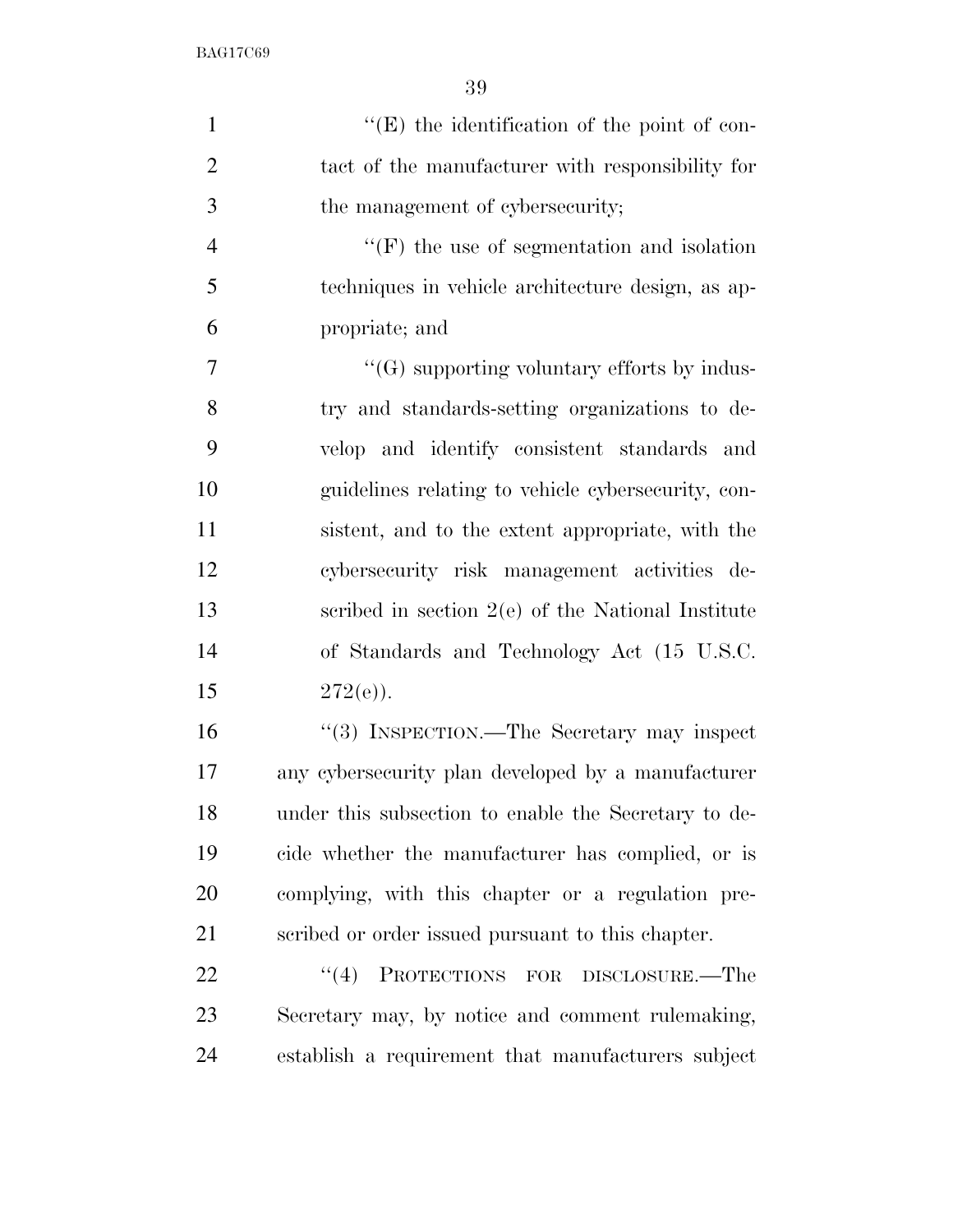''(E) the identification of the point of contact of the manufacturer with responsibility for the management of cybersecurity;

''(F) the use of segmentation and isolation techniques in vehicle architecture design, as appropriate; and

''(G) supporting voluntary efforts by industry and standards-setting organizations to develop and identify consistent standards and guidelines relating to vehicle cybersecurity, consistent, and to the extent appropriate, with the cybersecurity risk management activities described in section 2(e) of the National Institute of Standards and Technology Act (15 U.S.C. 272(e)).

''(3) INSPECTION.—The Secretary may inspect any cybersecurity plan developed by a manufacturer under this subsection to enable the Secretary to decide whether the manufacturer has complied, or is complying, with this chapter or a regulation prescribed or order issued pursuant to this chapter.

''(4) PROTECTIONS FOR DISCLOSURE.—The Secretary may, by notice and comment rulemaking, establish a requirement that manufacturers subject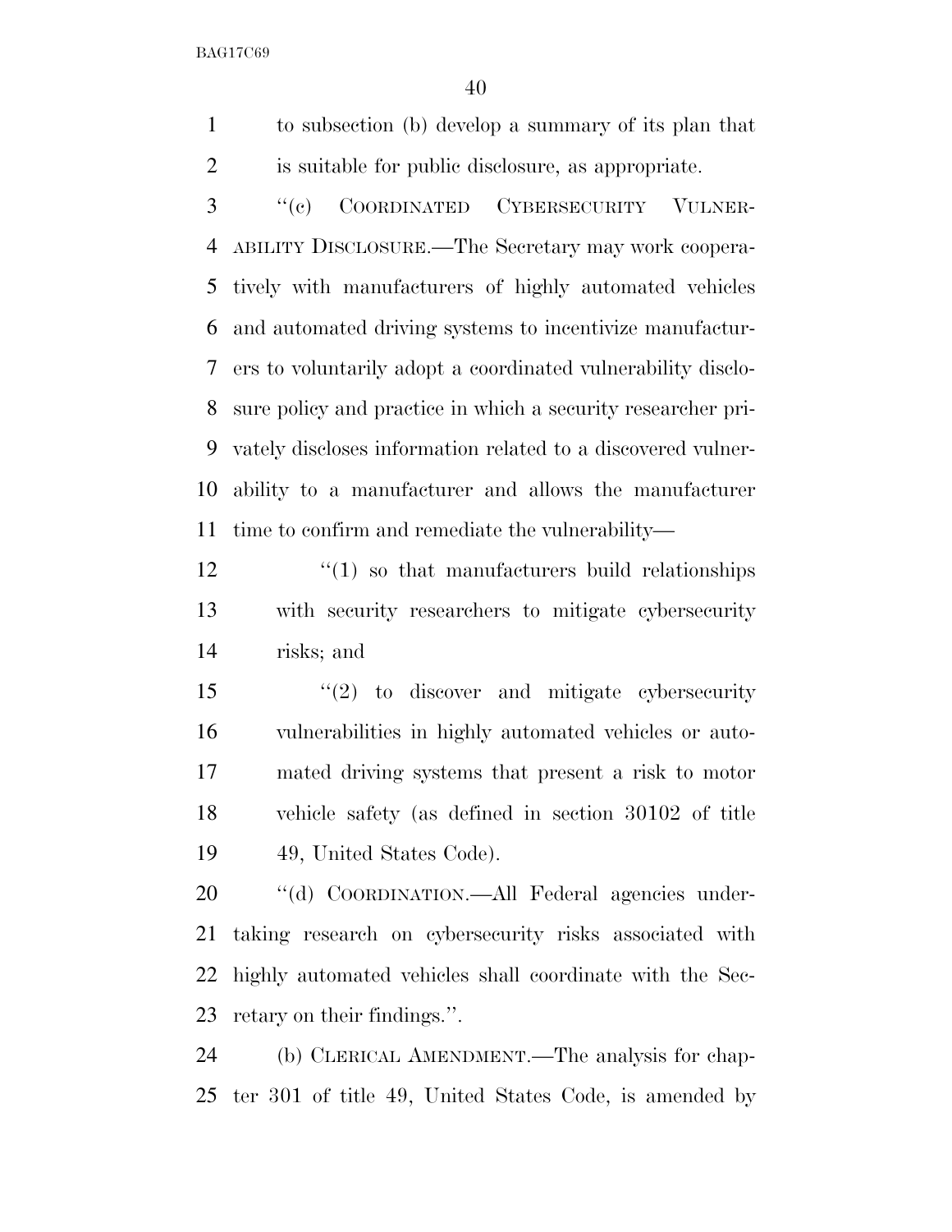to subsection (b) develop a summary of its plan that is suitable for public disclosure, as appropriate.

"(c) COORDINATED CYBERSECURITY VULNERABILITY DISCLOSURE.—The Secretary may work cooperatively with manufacturers of highly automated vehicles and automated driving systems to incentivize manufacturers to voluntarily adopt a coordinated vulnerability disclosure policy and practice in which a security researcher privately discloses information related to a discovered vulnerability to a manufacturer and allows the manufacturer time to confirm and remediate the vulnerability—

"(1) so that manufacturers build relationships with security researchers to mitigate cybersecurity risks; and

"(2) to discover and mitigate cybersecurity vulnerabilities in highly automated vehicles or automated driving systems that present a risk to motor vehicle safety (as defined in section 30102 of title 49, United States Code).

"(d) COORDINATION.—All Federal agencies undertaking research on cybersecurity risks associated with highly automated vehicles shall coordinate with the Secretary on their findings.".

(b) CLERICAL AMENDMENT.—The analysis for chapter 301 of title 49, United States Code, is amended by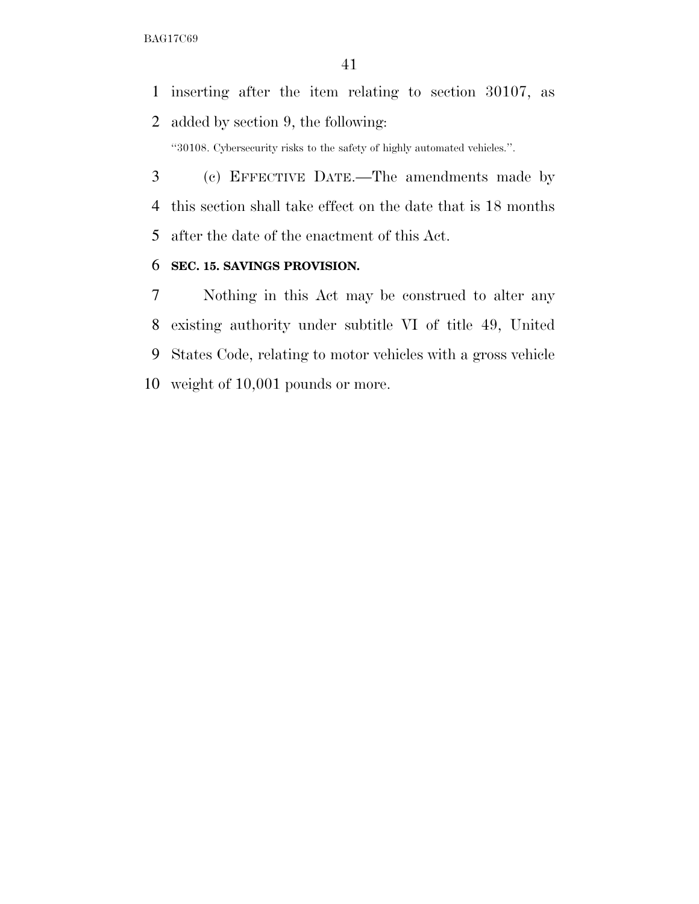inserting after the item relating to section 30107, as added by section 9, the following:

"30108. Cybersecurity risks to the safety of highly automated vehicles.".

(c) EFFECTIVE DATE.—The amendments made by this section shall take effect on the date that is 18 months after the date of the enactment of this Act.

**SEC. 15. SAVINGS PROVISION.**

Nothing in this Act may be construed to alter any existing authority under subtitle VI of title 49, United States Code, relating to motor vehicles with a gross vehicle weight of 10,001 pounds or more.